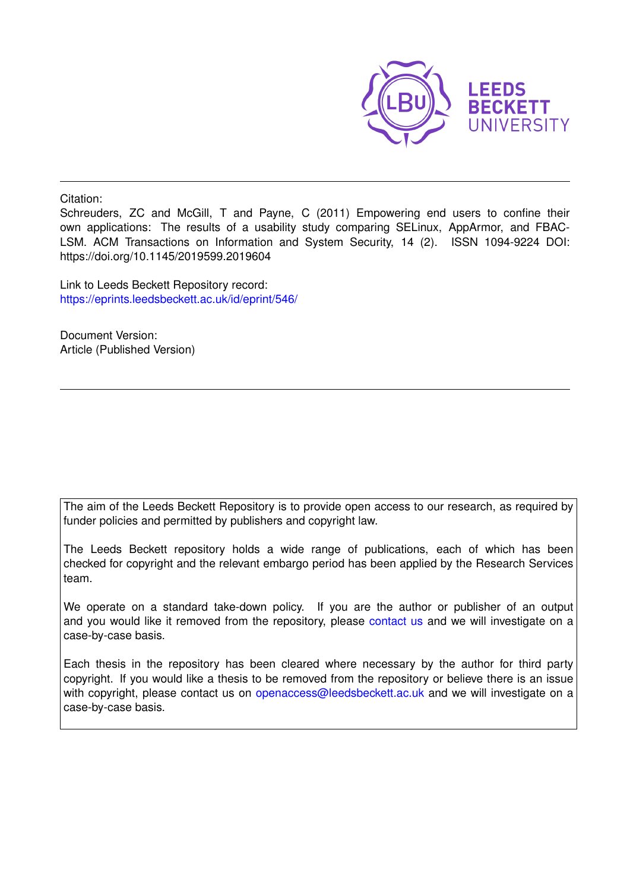LEEDS BECKETT UNIVERSITY

---

Citation:

Schreuders, ZC and McGill, T and Payne, C (2011) Empowering end users to confine their own applications: The results of a usability study comparing SELinux, AppArmor, and FBAC-LSM. ACM Transactions on Information and System Security, 14 (2). ISSN 1094-9224 DOI: https://doi.org/10.1145/2019599.2019604

Link to Leeds Beckett Repository record:
https://eprints.leedsbeckett.ac.uk/id/eprint/546/

Document Version:
Article (Published Version)

---

The aim of the Leeds Beckett Repository is to provide open access to our research, as required by funder policies and permitted by publishers and copyright law.

The Leeds Beckett repository holds a wide range of publications, each of which has been checked for copyright and the relevant embargo period has been applied by the Research Services team.

We operate on a standard take-down policy. If you are the author or publisher of an output and you would like it removed from the repository, please contact us and we will investigate on a case-by-case basis.

Each thesis in the repository has been cleared where necessary by the author for third party copyright. If you would like a thesis to be removed from the repository or believe there is an issue with copyright, please contact us on openaccess@leedsbeckett.ac.uk and we will investigate on a case-by-case basis.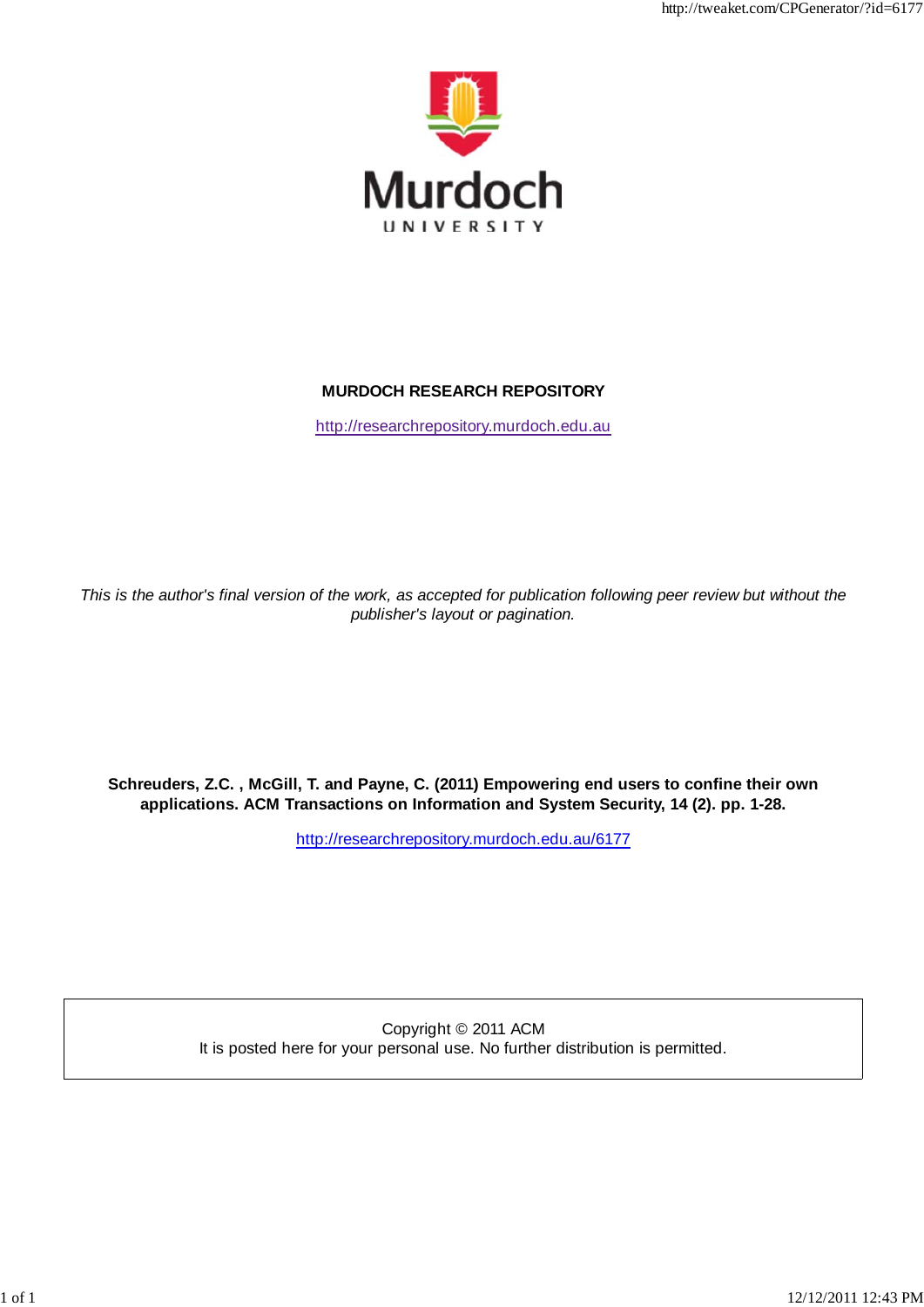Murdoch UNIVERSITY

**MURDOCH RESEARCH REPOSITORY**

http://researchrepository.murdoch.edu.au

*This is the author's final version of the work, as accepted for publication following peer review but without the publisher's layout or pagination.*

**Schreuders, Z.C. , McGill, T. and Payne, C. (2011) Empowering end users to confine their own applications. ACM Transactions on Information and System Security, 14 (2). pp. 1-28.**

http://researchrepository.murdoch.edu.au/6177

Copyright © 2011 ACM
It is posted here for your personal use. No further distribution is permitted.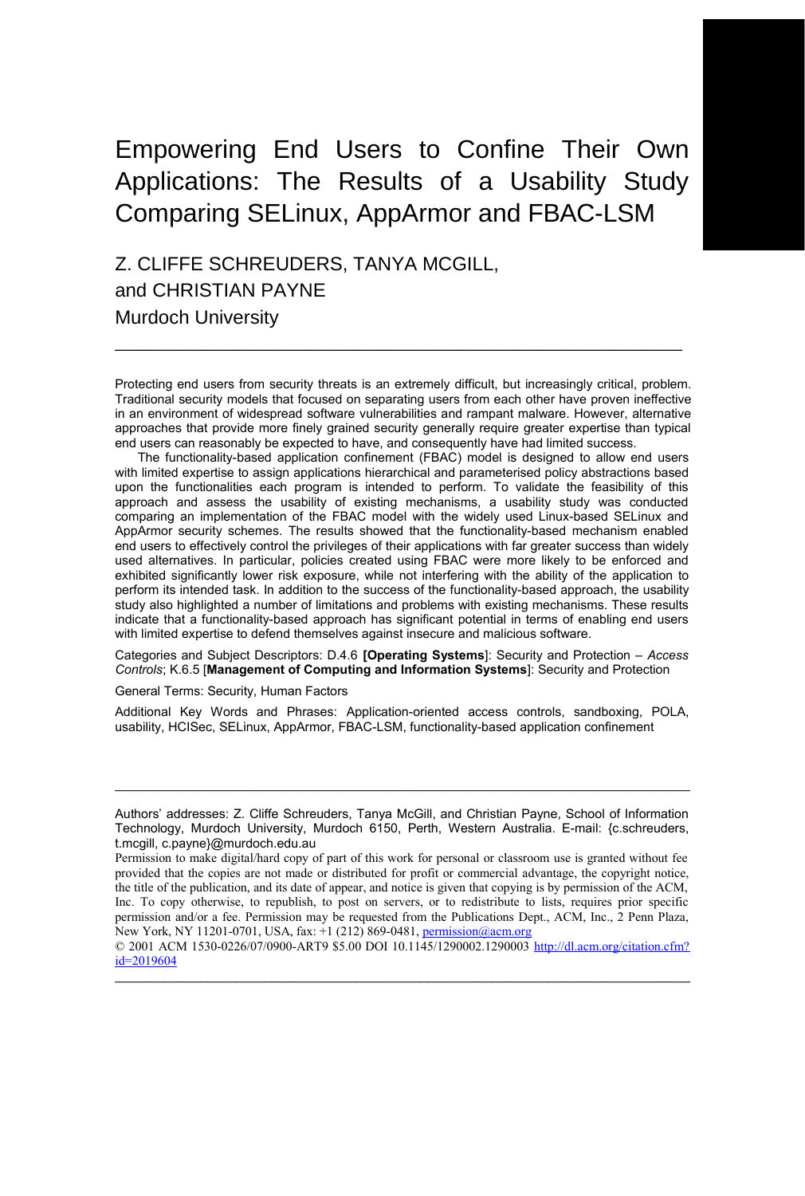# Empowering End Users to Confine Their Own Applications: The Results of a Usability Study Comparing SELinux, AppArmor and FBAC-LSM

Z. CLIFFE SCHREUDERS, TANYA MCGILL, and CHRISTIAN PAYNE

Murdoch University

---

Protecting end users from security threats is an extremely difficult, but increasingly critical, problem. Traditional security models that focused on separating users from each other have proven ineffective in an environment of widespread software vulnerabilities and rampant malware. However, alternative approaches that provide more finely grained security generally require greater expertise than typical end users can reasonably be expected to have, and consequently have had limited success.

The functionality-based application confinement (FBAC) model is designed to allow end users with limited expertise to assign applications hierarchical and parameterised policy abstractions based upon the functionalities each program is intended to perform. To validate the feasibility of this approach and assess the usability of existing mechanisms, a usability study was conducted comparing an implementation of the FBAC model with the widely used Linux-based SELinux and AppArmor security schemes. The results showed that the functionality-based mechanism enabled end users to effectively control the privileges of their applications with far greater success than widely used alternatives. In particular, policies created using FBAC were more likely to be enforced and exhibited significantly lower risk exposure, while not interfering with the ability of the application to perform its intended task. In addition to the success of the functionality-based approach, the usability study also highlighted a number of limitations and problems with existing mechanisms. These results indicate that a functionality-based approach has significant potential in terms of enabling end users with limited expertise to defend themselves against insecure and malicious software.

Categories and Subject Descriptors: D.4.6 **[Operating Systems]**: Security and Protection – *Access Controls*; K.6.5 [**Management of Computing and Information Systems**]: Security and Protection

General Terms: Security, Human Factors

Additional Key Words and Phrases: Application-oriented access controls, sandboxing, POLA, usability, HCISec, SELinux, AppArmor, FBAC-LSM, functionality-based application confinement

---

Authors' addresses: Z. Cliffe Schreuders, Tanya McGill, and Christian Payne, School of Information Technology, Murdoch University, Murdoch 6150, Perth, Western Australia. E-mail: {c.schreuders, t.mcgill, c.payne}@murdoch.edu.au

Permission to make digital/hard copy of part of this work for personal or classroom use is granted without fee provided that the copies are not made or distributed for profit or commercial advantage, the copyright notice, the title of the publication, and its date of appear, and notice is given that copying is by permission of the ACM, Inc. To copy otherwise, to republish, to post on servers, or to redistribute to lists, requires prior specific permission and/or a fee. Permission may be requested from the Publications Dept., ACM, Inc., 2 Penn Plaza, New York, NY 11201-0701, USA, fax: +1 (212) 869-0481, permission@acm.org

© 2001 ACM 1530-0226/07/0900-ART9 $5.00 DOI 10.1145/1290002.1290003 http://dl.acm.org/citation.cfm?id=2019604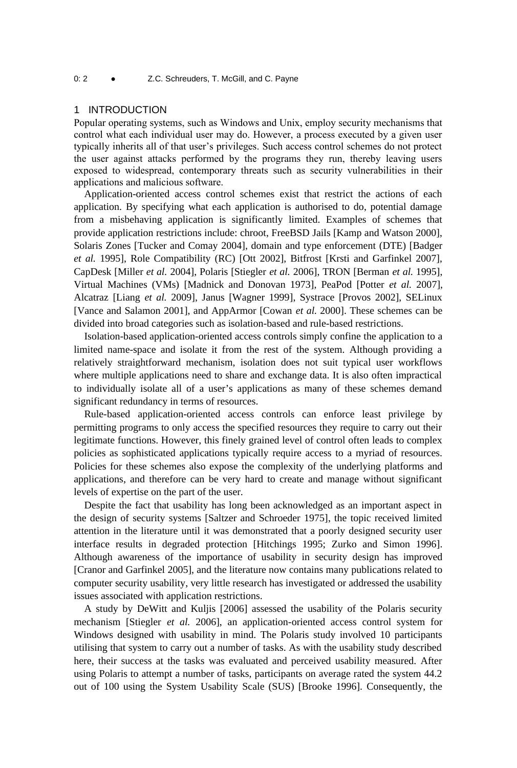## 1 INTRODUCTION

Popular operating systems, such as Windows and Unix, employ security mechanisms that control what each individual user may do. However, a process executed by a given user typically inherits all of that user's privileges. Such access control schemes do not protect the user against attacks performed by the programs they run, thereby leaving users exposed to widespread, contemporary threats such as security vulnerabilities in their applications and malicious software.

Application-oriented access control schemes exist that restrict the actions of each application. By specifying what each application is authorised to do, potential damage from a misbehaving application is significantly limited. Examples of schemes that provide application restrictions include: chroot, FreeBSD Jails [Kamp and Watson 2000], Solaris Zones [Tucker and Comay 2004], domain and type enforcement (DTE) [Badger *et al.* 1995], Role Compatibility (RC) [Ott 2002], Bitfrost [Krsti and Garfinkel 2007], CapDesk [Miller *et al.* 2004], Polaris [Stiegler *et al.* 2006], TRON [Berman *et al.* 1995], Virtual Machines (VMs) [Madnick and Donovan 1973], PeaPod [Potter *et al.* 2007], Alcatraz [Liang *et al.* 2009], Janus [Wagner 1999], Systrace [Provos 2002], SELinux [Vance and Salamon 2001], and AppArmor [Cowan *et al.* 2000]. These schemes can be divided into broad categories such as isolation-based and rule-based restrictions.

Isolation-based application-oriented access controls simply confine the application to a limited name-space and isolate it from the rest of the system. Although providing a relatively straightforward mechanism, isolation does not suit typical user workflows where multiple applications need to share and exchange data. It is also often impractical to individually isolate all of a user's applications as many of these schemes demand significant redundancy in terms of resources.

Rule-based application-oriented access controls can enforce least privilege by permitting programs to only access the specified resources they require to carry out their legitimate functions. However, this finely grained level of control often leads to complex policies as sophisticated applications typically require access to a myriad of resources. Policies for these schemes also expose the complexity of the underlying platforms and applications, and therefore can be very hard to create and manage without significant levels of expertise on the part of the user.

Despite the fact that usability has long been acknowledged as an important aspect in the design of security systems [Saltzer and Schroeder 1975], the topic received limited attention in the literature until it was demonstrated that a poorly designed security user interface results in degraded protection [Hitchings 1995; Zurko and Simon 1996]. Although awareness of the importance of usability in security design has improved [Cranor and Garfinkel 2005], and the literature now contains many publications related to computer security usability, very little research has investigated or addressed the usability issues associated with application restrictions.

A study by DeWitt and Kuljis [2006] assessed the usability of the Polaris security mechanism [Stiegler *et al.* 2006], an application-oriented access control system for Windows designed with usability in mind. The Polaris study involved 10 participants utilising that system to carry out a number of tasks. As with the usability study described here, their success at the tasks was evaluated and perceived usability measured. After using Polaris to attempt a number of tasks, participants on average rated the system 44.2 out of 100 using the System Usability Scale (SUS) [Brooke 1996]. Consequently, the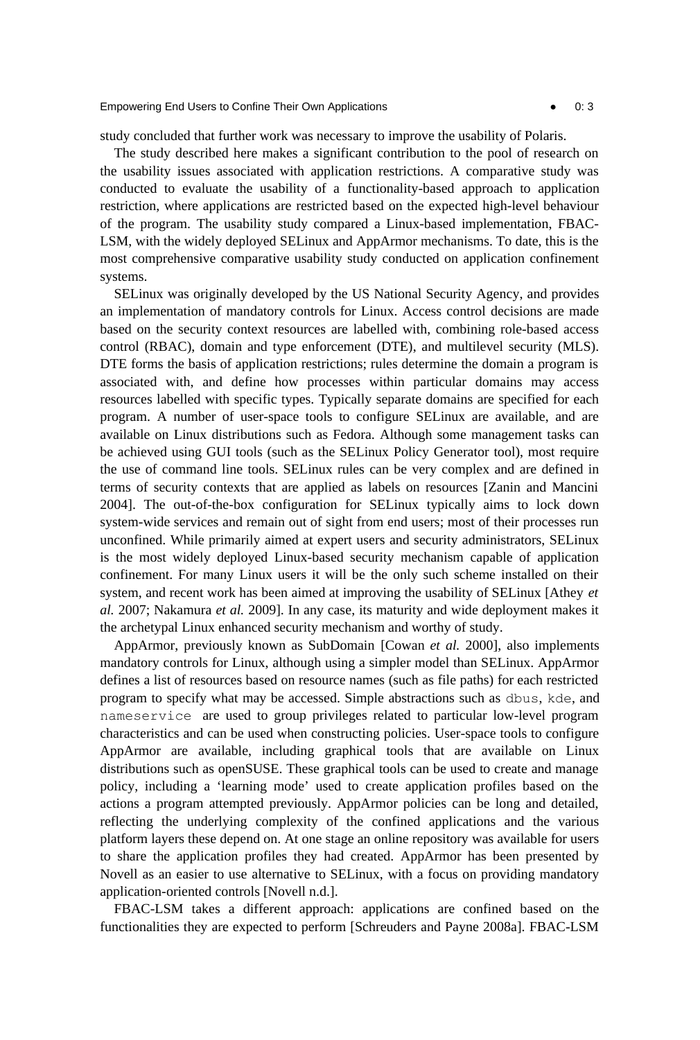study concluded that further work was necessary to improve the usability of Polaris.

The study described here makes a significant contribution to the pool of research on the usability issues associated with application restrictions. A comparative study was conducted to evaluate the usability of a functionality-based approach to application restriction, where applications are restricted based on the expected high-level behaviour of the program. The usability study compared a Linux-based implementation, FBAC-LSM, with the widely deployed SELinux and AppArmor mechanisms. To date, this is the most comprehensive comparative usability study conducted on application confinement systems.

SELinux was originally developed by the US National Security Agency, and provides an implementation of mandatory controls for Linux. Access control decisions are made based on the security context resources are labelled with, combining role-based access control (RBAC), domain and type enforcement (DTE), and multilevel security (MLS). DTE forms the basis of application restrictions; rules determine the domain a program is associated with, and define how processes within particular domains may access resources labelled with specific types. Typically separate domains are specified for each program. A number of user-space tools to configure SELinux are available, and are available on Linux distributions such as Fedora. Although some management tasks can be achieved using GUI tools (such as the SELinux Policy Generator tool), most require the use of command line tools. SELinux rules can be very complex and are defined in terms of security contexts that are applied as labels on resources [Zanin and Mancini 2004]. The out-of-the-box configuration for SELinux typically aims to lock down system-wide services and remain out of sight from end users; most of their processes run unconfined. While primarily aimed at expert users and security administrators, SELinux is the most widely deployed Linux-based security mechanism capable of application confinement. For many Linux users it will be the only such scheme installed on their system, and recent work has been aimed at improving the usability of SELinux [Athey *et al.* 2007; Nakamura *et al.* 2009]. In any case, its maturity and wide deployment makes it the archetypal Linux enhanced security mechanism and worthy of study.

AppArmor, previously known as SubDomain [Cowan *et al.* 2000], also implements mandatory controls for Linux, although using a simpler model than SELinux. AppArmor defines a list of resources based on resource names (such as file paths) for each restricted program to specify what may be accessed. Simple abstractions such as `dbus`, `kde`, and `nameservice` are used to group privileges related to particular low-level program characteristics and can be used when constructing policies. User-space tools to configure AppArmor are available, including graphical tools that are available on Linux distributions such as openSUSE. These graphical tools can be used to create and manage policy, including a 'learning mode' used to create application profiles based on the actions a program attempted previously. AppArmor policies can be long and detailed, reflecting the underlying complexity of the confined applications and the various platform layers these depend on. At one stage an online repository was available for users to share the application profiles they had created. AppArmor has been presented by Novell as an easier to use alternative to SELinux, with a focus on providing mandatory application-oriented controls [Novell n.d.].

FBAC-LSM takes a different approach: applications are confined based on the functionalities they are expected to perform [Schreuders and Payne 2008a]. FBAC-LSM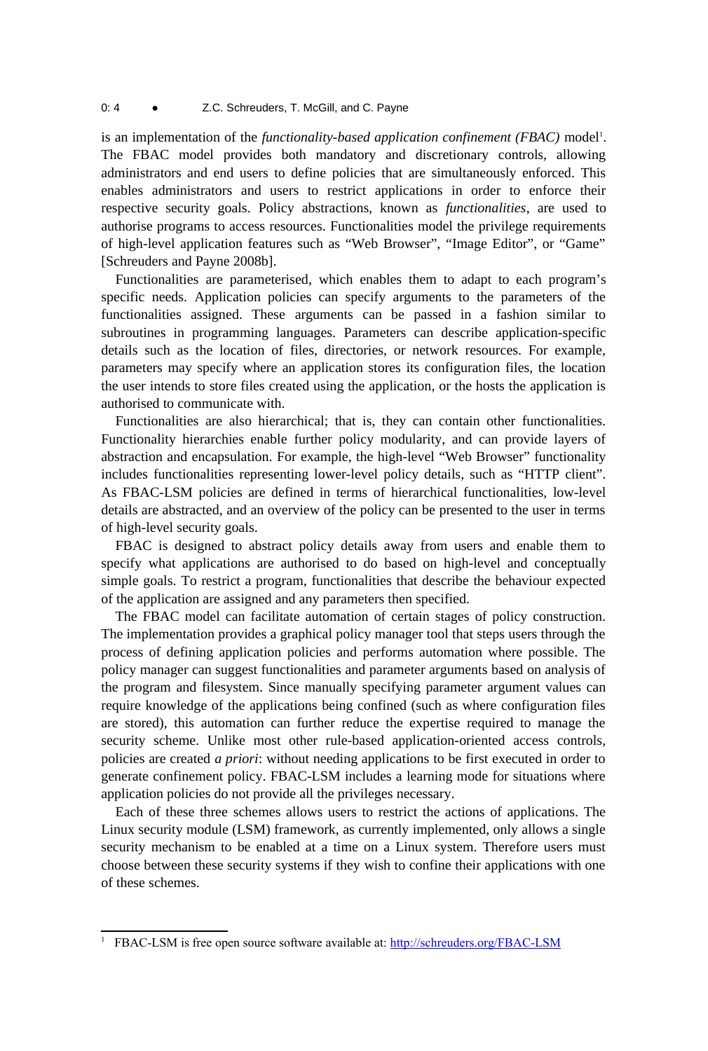is an implementation of the *functionality-based application confinement (FBAC)* model[1]. The FBAC model provides both mandatory and discretionary controls, allowing administrators and end users to define policies that are simultaneously enforced. This enables administrators and users to restrict applications in order to enforce their respective security goals. Policy abstractions, known as *functionalities*, are used to authorise programs to access resources. Functionalities model the privilege requirements of high-level application features such as “Web Browser”, “Image Editor”, or “Game” [Schreuders and Payne 2008b].

Functionalities are parameterised, which enables them to adapt to each program’s specific needs. Application policies can specify arguments to the parameters of the functionalities assigned. These arguments can be passed in a fashion similar to subroutines in programming languages. Parameters can describe application-specific details such as the location of files, directories, or network resources. For example, parameters may specify where an application stores its configuration files, the location the user intends to store files created using the application, or the hosts the application is authorised to communicate with.

Functionalities are also hierarchical; that is, they can contain other functionalities. Functionality hierarchies enable further policy modularity, and can provide layers of abstraction and encapsulation. For example, the high-level “Web Browser” functionality includes functionalities representing lower-level policy details, such as “HTTP client”. As FBAC-LSM policies are defined in terms of hierarchical functionalities, low-level details are abstracted, and an overview of the policy can be presented to the user in terms of high-level security goals.

FBAC is designed to abstract policy details away from users and enable them to specify what applications are authorised to do based on high-level and conceptually simple goals. To restrict a program, functionalities that describe the behaviour expected of the application are assigned and any parameters then specified.

The FBAC model can facilitate automation of certain stages of policy construction. The implementation provides a graphical policy manager tool that steps users through the process of defining application policies and performs automation where possible. The policy manager can suggest functionalities and parameter arguments based on analysis of the program and filesystem. Since manually specifying parameter argument values can require knowledge of the applications being confined (such as where configuration files are stored), this automation can further reduce the expertise required to manage the security scheme. Unlike most other rule-based application-oriented access controls, policies are created *a priori*: without needing applications to be first executed in order to generate confinement policy. FBAC-LSM includes a learning mode for situations where application policies do not provide all the privileges necessary.

Each of these three schemes allows users to restrict the actions of applications. The Linux security module (LSM) framework, as currently implemented, only allows a single security mechanism to be enabled at a time on a Linux system. Therefore users must choose between these security systems if they wish to confine their applications with one of these schemes.

[1] FBAC-LSM is free open source software available at: http://schreuders.org/FBAC-LSM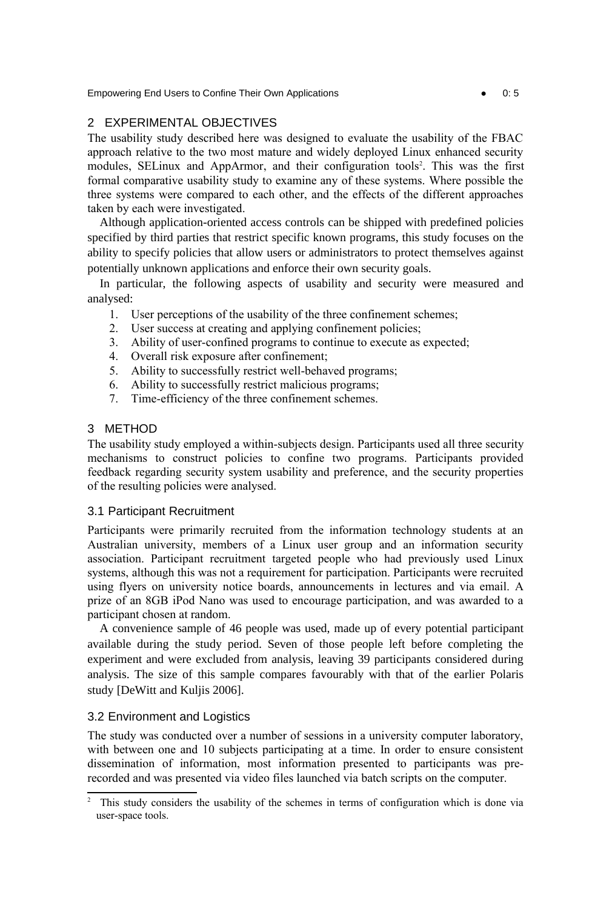## 2 EXPERIMENTAL OBJECTIVES

The usability study described here was designed to evaluate the usability of the FBAC approach relative to the two most mature and widely deployed Linux enhanced security modules, SELinux and AppArmor, and their configuration tools[2]. This was the first formal comparative usability study to examine any of these systems. Where possible the three systems were compared to each other, and the effects of the different approaches taken by each were investigated.

Although application-oriented access controls can be shipped with predefined policies specified by third parties that restrict specific known programs, this study focuses on the ability to specify policies that allow users or administrators to protect themselves against potentially unknown applications and enforce their own security goals.

In particular, the following aspects of usability and security were measured and analysed:

1. User perceptions of the usability of the three confinement schemes;
2. User success at creating and applying confinement policies;
3. Ability of user-confined programs to continue to execute as expected;
4. Overall risk exposure after confinement;
5. Ability to successfully restrict well-behaved programs;
6. Ability to successfully restrict malicious programs;
7. Time-efficiency of the three confinement schemes.

## 3 METHOD

The usability study employed a within-subjects design. Participants used all three security mechanisms to construct policies to confine two programs. Participants provided feedback regarding security system usability and preference, and the security properties of the resulting policies were analysed.

### 3.1 Participant Recruitment

Participants were primarily recruited from the information technology students at an Australian university, members of a Linux user group and an information security association. Participant recruitment targeted people who had previously used Linux systems, although this was not a requirement for participation. Participants were recruited using flyers on university notice boards, announcements in lectures and via email. A prize of an 8GB iPod Nano was used to encourage participation, and was awarded to a participant chosen at random.

A convenience sample of 46 people was used, made up of every potential participant available during the study period. Seven of those people left before completing the experiment and were excluded from analysis, leaving 39 participants considered during analysis. The size of this sample compares favourably with that of the earlier Polaris study [DeWitt and Kuljis 2006].

### 3.2 Environment and Logistics

The study was conducted over a number of sessions in a university computer laboratory, with between one and 10 subjects participating at a time. In order to ensure consistent dissemination of information, most information presented to participants was pre-recorded and was presented via video files launched via batch scripts on the computer.

---

[2] This study considers the usability of the schemes in terms of configuration which is done via user-space tools.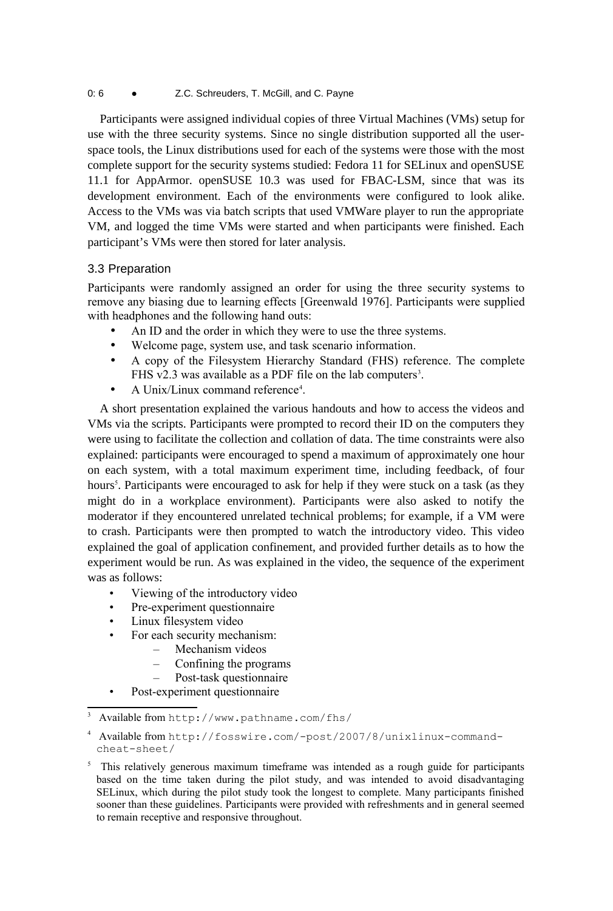Participants were assigned individual copies of three Virtual Machines (VMs) setup for use with the three security systems. Since no single distribution supported all the user-space tools, the Linux distributions used for each of the systems were those with the most complete support for the security systems studied: Fedora 11 for SELinux and openSUSE 11.1 for AppArmor. openSUSE 10.3 was used for FBAC-LSM, since that was its development environment. Each of the environments were configured to look alike. Access to the VMs was via batch scripts that used VMWare player to run the appropriate VM, and logged the time VMs were started and when participants were finished. Each participant's VMs were then stored for later analysis.

### 3.3 Preparation

Participants were randomly assigned an order for using the three security systems to remove any biasing due to learning effects [Greenwald 1976]. Participants were supplied with headphones and the following hand outs:

- An ID and the order in which they were to use the three systems.
- Welcome page, system use, and task scenario information.
- A copy of the Filesystem Hierarchy Standard (FHS) reference. The complete FHS v2.3 was available as a PDF file on the lab computers[3].
- A Unix/Linux command reference[4].

A short presentation explained the various handouts and how to access the videos and VMs via the scripts. Participants were prompted to record their ID on the computers they were using to facilitate the collection and collation of data. The time constraints were also explained: participants were encouraged to spend a maximum of approximately one hour on each system, with a total maximum experiment time, including feedback, of four hours[5]. Participants were encouraged to ask for help if they were stuck on a task (as they might do in a workplace environment). Participants were also asked to notify the moderator if they encountered unrelated technical problems; for example, if a VM were to crash. Participants were then prompted to watch the introductory video. This video explained the goal of application confinement, and provided further details as to how the experiment would be run. As was explained in the video, the sequence of the experiment was as follows:

- Viewing of the introductory video
- Pre-experiment questionnaire
- Linux filesystem video
- For each security mechanism:
  - Mechanism videos
  - Confining the programs
  - Post-task questionnaire
- Post-experiment questionnaire

---

[3] Available from http://www.pathname.com/fhs/

[4] Available from http://fosswire.com/-post/2007/8/unixlinux-command-cheat-sheet/

[5] This relatively generous maximum timeframe was intended as a rough guide for participants based on the time taken during the pilot study, and was intended to avoid disadvantaging SELinux, which during the pilot study took the longest to complete. Many participants finished sooner than these guidelines. Participants were provided with refreshments and in general seemed to remain receptive and responsive throughout.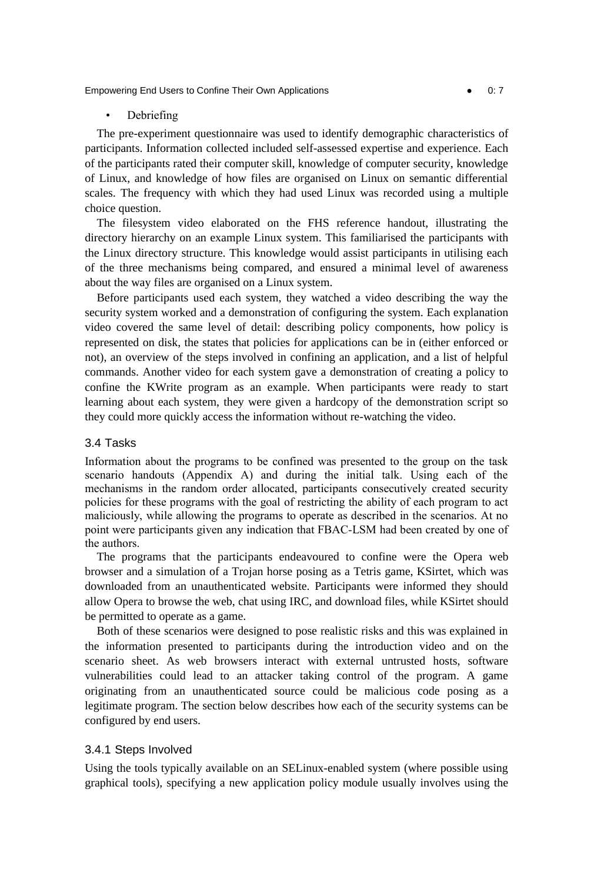- Debriefing

The pre-experiment questionnaire was used to identify demographic characteristics of participants. Information collected included self-assessed expertise and experience. Each of the participants rated their computer skill, knowledge of computer security, knowledge of Linux, and knowledge of how files are organised on Linux on semantic differential scales. The frequency with which they had used Linux was recorded using a multiple choice question.

The filesystem video elaborated on the FHS reference handout, illustrating the directory hierarchy on an example Linux system. This familiarised the participants with the Linux directory structure. This knowledge would assist participants in utilising each of the three mechanisms being compared, and ensured a minimal level of awareness about the way files are organised on a Linux system.

Before participants used each system, they watched a video describing the way the security system worked and a demonstration of configuring the system. Each explanation video covered the same level of detail: describing policy components, how policy is represented on disk, the states that policies for applications can be in (either enforced or not), an overview of the steps involved in confining an application, and a list of helpful commands. Another video for each system gave a demonstration of creating a policy to confine the KWrite program as an example. When participants were ready to start learning about each system, they were given a hardcopy of the demonstration script so they could more quickly access the information without re-watching the video.

### 3.4 Tasks

Information about the programs to be confined was presented to the group on the task scenario handouts (Appendix A) and during the initial talk. Using each of the mechanisms in the random order allocated, participants consecutively created security policies for these programs with the goal of restricting the ability of each program to act maliciously, while allowing the programs to operate as described in the scenarios. At no point were participants given any indication that FBAC-LSM had been created by one of the authors.

The programs that the participants endeavoured to confine were the Opera web browser and a simulation of a Trojan horse posing as a Tetris game, KSirtet, which was downloaded from an unauthenticated website. Participants were informed they should allow Opera to browse the web, chat using IRC, and download files, while KSirtet should be permitted to operate as a game.

Both of these scenarios were designed to pose realistic risks and this was explained in the information presented to participants during the introduction video and on the scenario sheet. As web browsers interact with external untrusted hosts, software vulnerabilities could lead to an attacker taking control of the program. A game originating from an unauthenticated source could be malicious code posing as a legitimate program. The section below describes how each of the security systems can be configured by end users.

#### 3.4.1 Steps Involved

Using the tools typically available on an SELinux-enabled system (where possible using graphical tools), specifying a new application policy module usually involves using the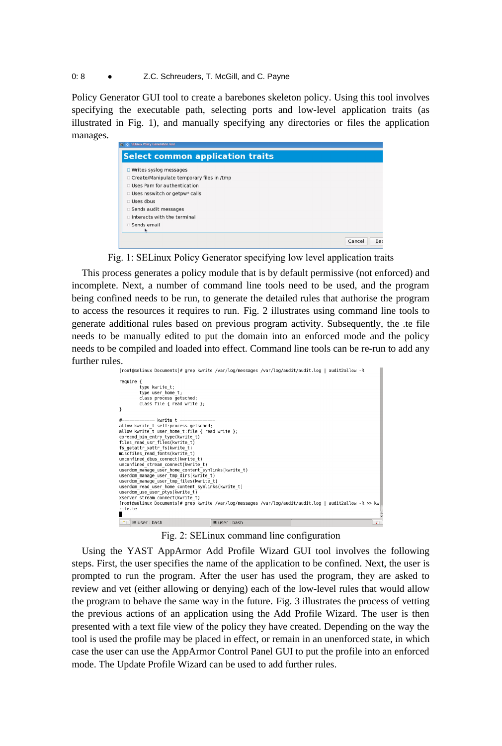Policy Generator GUI tool to create a barebones skeleton policy. Using this tool involves specifying the executable path, selecting ports and low-level application traits (as illustrated in Fig. 1), and manually specifying any directories or files the application manages.

Fig. 1: SELinux Policy Generator specifying low level application traits

This process generates a policy module that is by default permissive (not enforced) and incomplete. Next, a number of command line tools need to be used, and the program being confined needs to be run, to generate the detailed rules that authorise the program to access the resources it requires to run. Fig. 2 illustrates using command line tools to generate additional rules based on previous program activity. Subsequently, the .te file needs to be manually edited to put the domain into an enforced mode and the policy needs to be compiled and loaded into effect. Command line tools can be re-run to add any further rules.

Fig. 2: SELinux command line configuration

Using the YAST AppArmor Add Profile Wizard GUI tool involves the following steps. First, the user specifies the name of the application to be confined. Next, the user is prompted to run the program. After the user has used the program, they are asked to review and vet (either allowing or denying) each of the low-level rules that would allow the program to behave the same way in the future. Fig. 3 illustrates the process of vetting the previous actions of an application using the Add Profile Wizard. The user is then presented with a text file view of the policy they have created. Depending on the way the tool is used the profile may be placed in effect, or remain in an unenforced state, in which case the user can use the AppArmor Control Panel GUI to put the profile into an enforced mode. The Update Profile Wizard can be used to add further rules.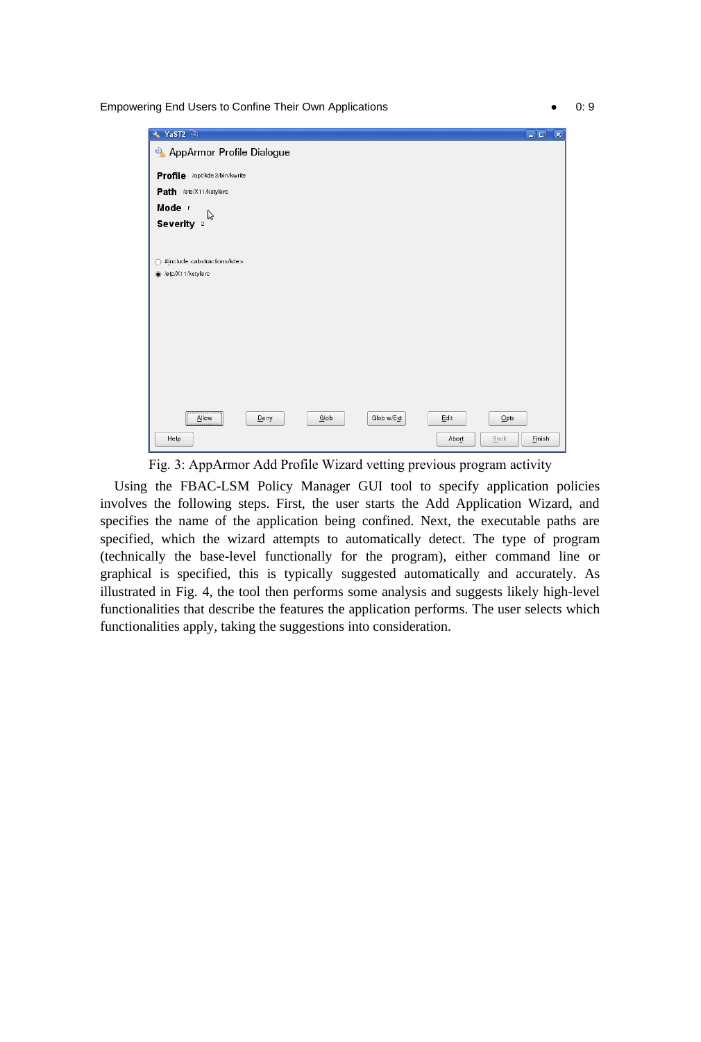Fig. 3: AppArmor Add Profile Wizard vetting previous program activity

Using the FBAC-LSM Policy Manager GUI tool to specify application policies involves the following steps. First, the user starts the Add Application Wizard, and specifies the name of the application being confined. Next, the executable paths are specified, which the wizard attempts to automatically detect. The type of program (technically the base-level functionally for the program), either command line or graphical is specified, this is typically suggested automatically and accurately. As illustrated in Fig. 4, the tool then performs some analysis and suggests likely high-level functionalities that describe the features the application performs. The user selects which functionalities apply, taking the suggestions into consideration.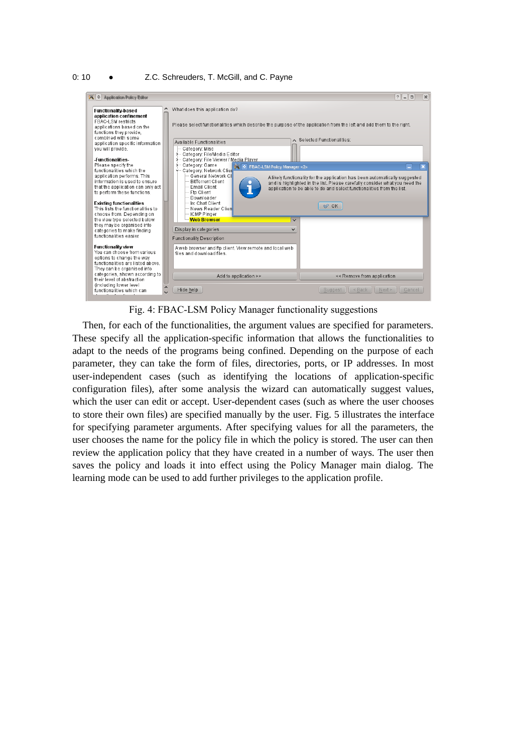Fig. 4: FBAC-LSM Policy Manager functionality suggestions

Then, for each of the functionalities, the argument values are specified for parameters. These specify all the application-specific information that allows the functionalities to adapt to the needs of the programs being confined. Depending on the purpose of each parameter, they can take the form of files, directories, ports, or IP addresses. In most user-independent cases (such as identifying the locations of application-specific configuration files), after some analysis the wizard can automatically suggest values, which the user can edit or accept. User-dependent cases (such as where the user chooses to store their own files) are specified manually by the user. Fig. 5 illustrates the interface for specifying parameter arguments. After specifying values for all the parameters, the user chooses the name for the policy file in which the policy is stored. The user can then review the application policy that they have created in a number of ways. The user then saves the policy and loads it into effect using the Policy Manager main dialog. The learning mode can be used to add further privileges to the application profile.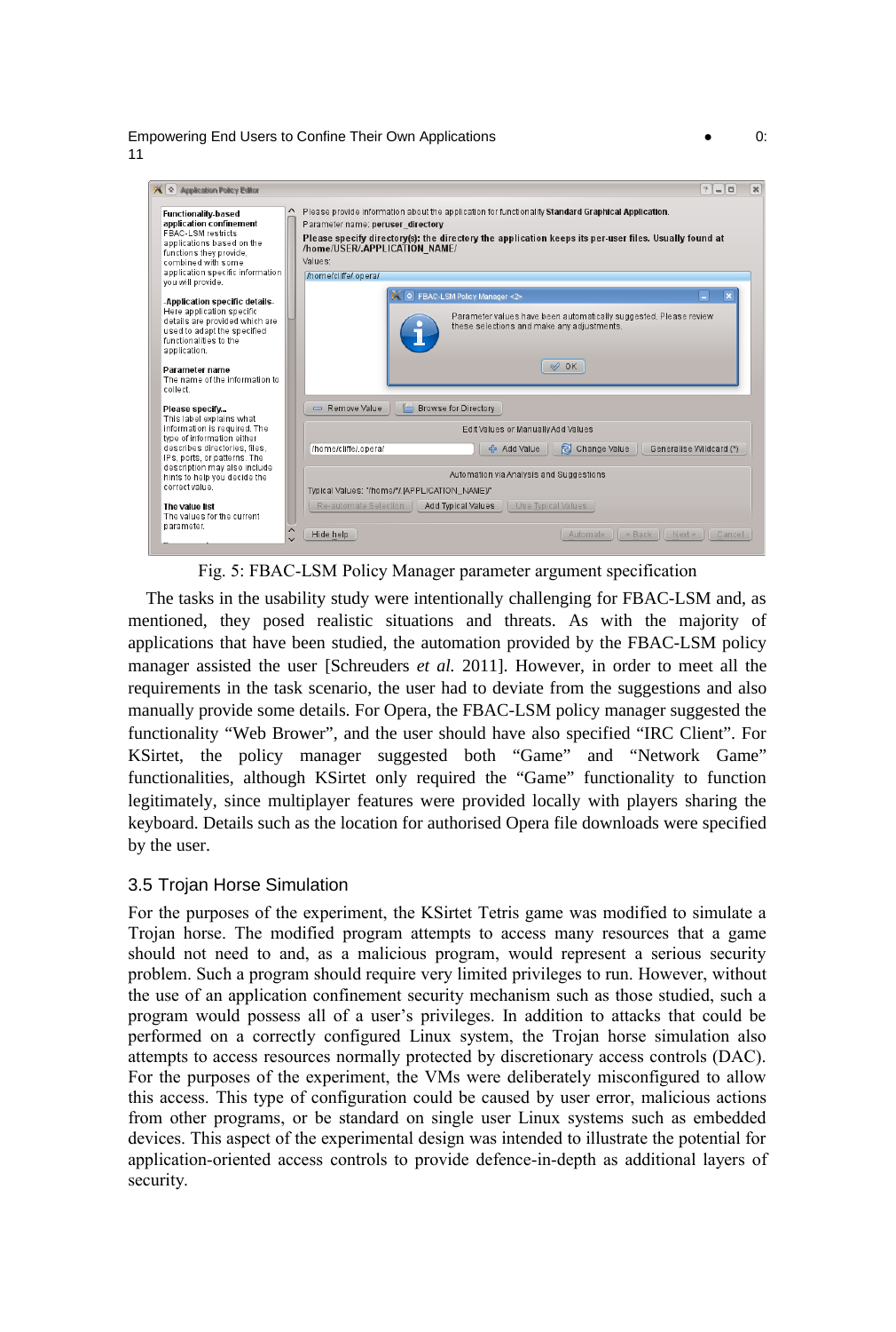Fig. 5: FBAC-LSM Policy Manager parameter argument specification

The tasks in the usability study were intentionally challenging for FBAC-LSM and, as mentioned, they posed realistic situations and threats. As with the majority of applications that have been studied, the automation provided by the FBAC-LSM policy manager assisted the user [Schreuders *et al.* 2011]. However, in order to meet all the requirements in the task scenario, the user had to deviate from the suggestions and also manually provide some details. For Opera, the FBAC-LSM policy manager suggested the functionality "Web Brower", and the user should have also specified "IRC Client". For KSirtet, the policy manager suggested both "Game" and "Network Game" functionalities, although KSirtet only required the "Game" functionality to function legitimately, since multiplayer features were provided locally with players sharing the keyboard. Details such as the location for authorised Opera file downloads were specified by the user.

### 3.5 Trojan Horse Simulation

For the purposes of the experiment, the KSirtet Tetris game was modified to simulate a Trojan horse. The modified program attempts to access many resources that a game should not need to and, as a malicious program, would represent a serious security problem. Such a program should require very limited privileges to run. However, without the use of an application confinement security mechanism such as those studied, such a program would possess all of a user's privileges. In addition to attacks that could be performed on a correctly configured Linux system, the Trojan horse simulation also attempts to access resources normally protected by discretionary access controls (DAC). For the purposes of the experiment, the VMs were deliberately misconfigured to allow this access. This type of configuration could be caused by user error, malicious actions from other programs, or be standard on single user Linux systems such as embedded devices. This aspect of the experimental design was intended to illustrate the potential for application-oriented access controls to provide defence-in-depth as additional layers of security.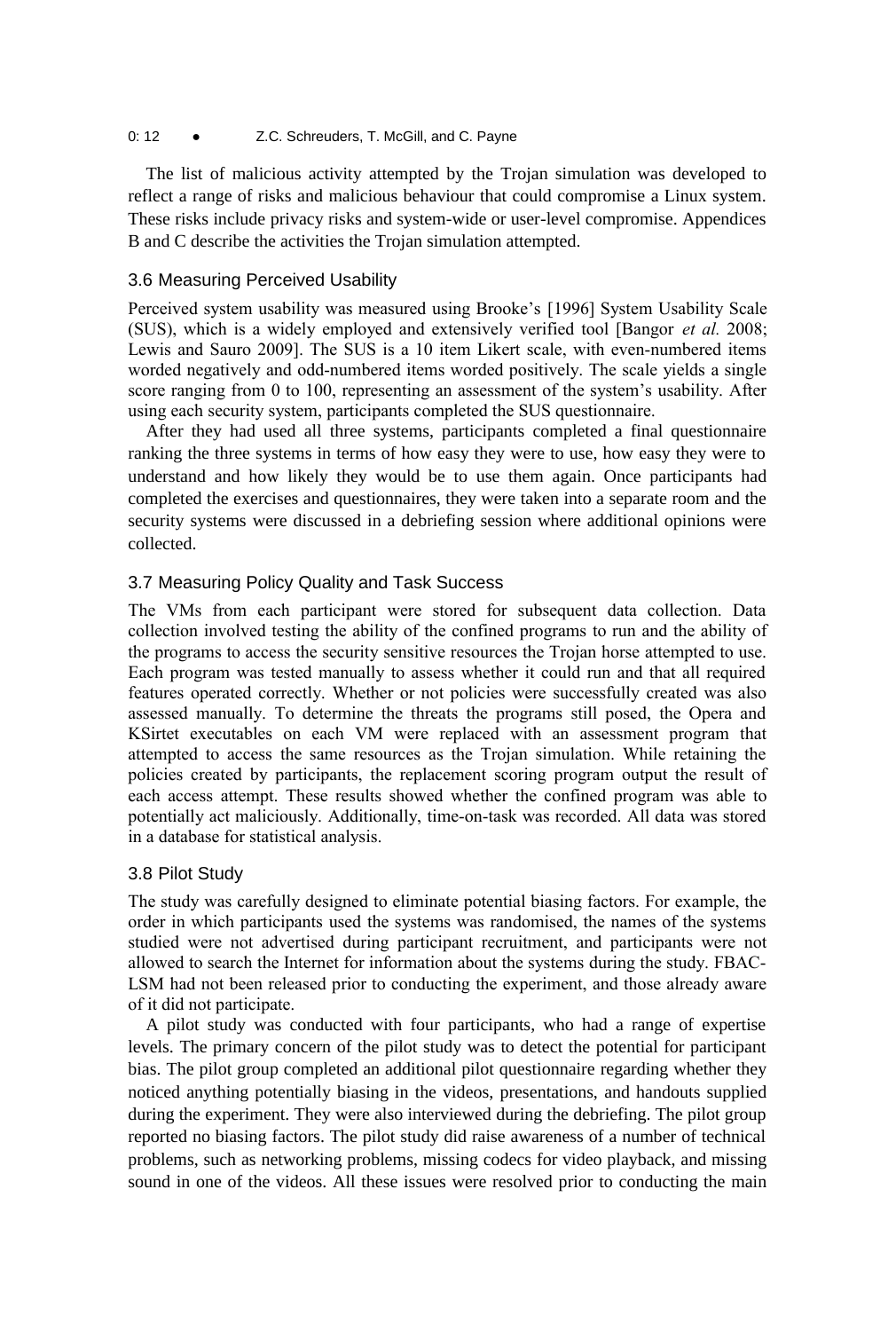The list of malicious activity attempted by the Trojan simulation was developed to reflect a range of risks and malicious behaviour that could compromise a Linux system. These risks include privacy risks and system-wide or user-level compromise. Appendices B and C describe the activities the Trojan simulation attempted.

### 3.6 Measuring Perceived Usability

Perceived system usability was measured using Brooke's [1996] System Usability Scale (SUS), which is a widely employed and extensively verified tool [Bangor *et al.* 2008; Lewis and Sauro 2009]. The SUS is a 10 item Likert scale, with even-numbered items worded negatively and odd-numbered items worded positively. The scale yields a single score ranging from 0 to 100, representing an assessment of the system's usability. After using each security system, participants completed the SUS questionnaire.

After they had used all three systems, participants completed a final questionnaire ranking the three systems in terms of how easy they were to use, how easy they were to understand and how likely they would be to use them again. Once participants had completed the exercises and questionnaires, they were taken into a separate room and the security systems were discussed in a debriefing session where additional opinions were collected.

### 3.7 Measuring Policy Quality and Task Success

The VMs from each participant were stored for subsequent data collection. Data collection involved testing the ability of the confined programs to run and the ability of the programs to access the security sensitive resources the Trojan horse attempted to use. Each program was tested manually to assess whether it could run and that all required features operated correctly. Whether or not policies were successfully created was also assessed manually. To determine the threats the programs still posed, the Opera and KSirtet executables on each VM were replaced with an assessment program that attempted to access the same resources as the Trojan simulation. While retaining the policies created by participants, the replacement scoring program output the result of each access attempt. These results showed whether the confined program was able to potentially act maliciously. Additionally, time-on-task was recorded. All data was stored in a database for statistical analysis.

### 3.8 Pilot Study

The study was carefully designed to eliminate potential biasing factors. For example, the order in which participants used the systems was randomised, the names of the systems studied were not advertised during participant recruitment, and participants were not allowed to search the Internet for information about the systems during the study. FBAC-LSM had not been released prior to conducting the experiment, and those already aware of it did not participate.

A pilot study was conducted with four participants, who had a range of expertise levels. The primary concern of the pilot study was to detect the potential for participant bias. The pilot group completed an additional pilot questionnaire regarding whether they noticed anything potentially biasing in the videos, presentations, and handouts supplied during the experiment. They were also interviewed during the debriefing. The pilot group reported no biasing factors. The pilot study did raise awareness of a number of technical problems, such as networking problems, missing codecs for video playback, and missing sound in one of the videos. All these issues were resolved prior to conducting the main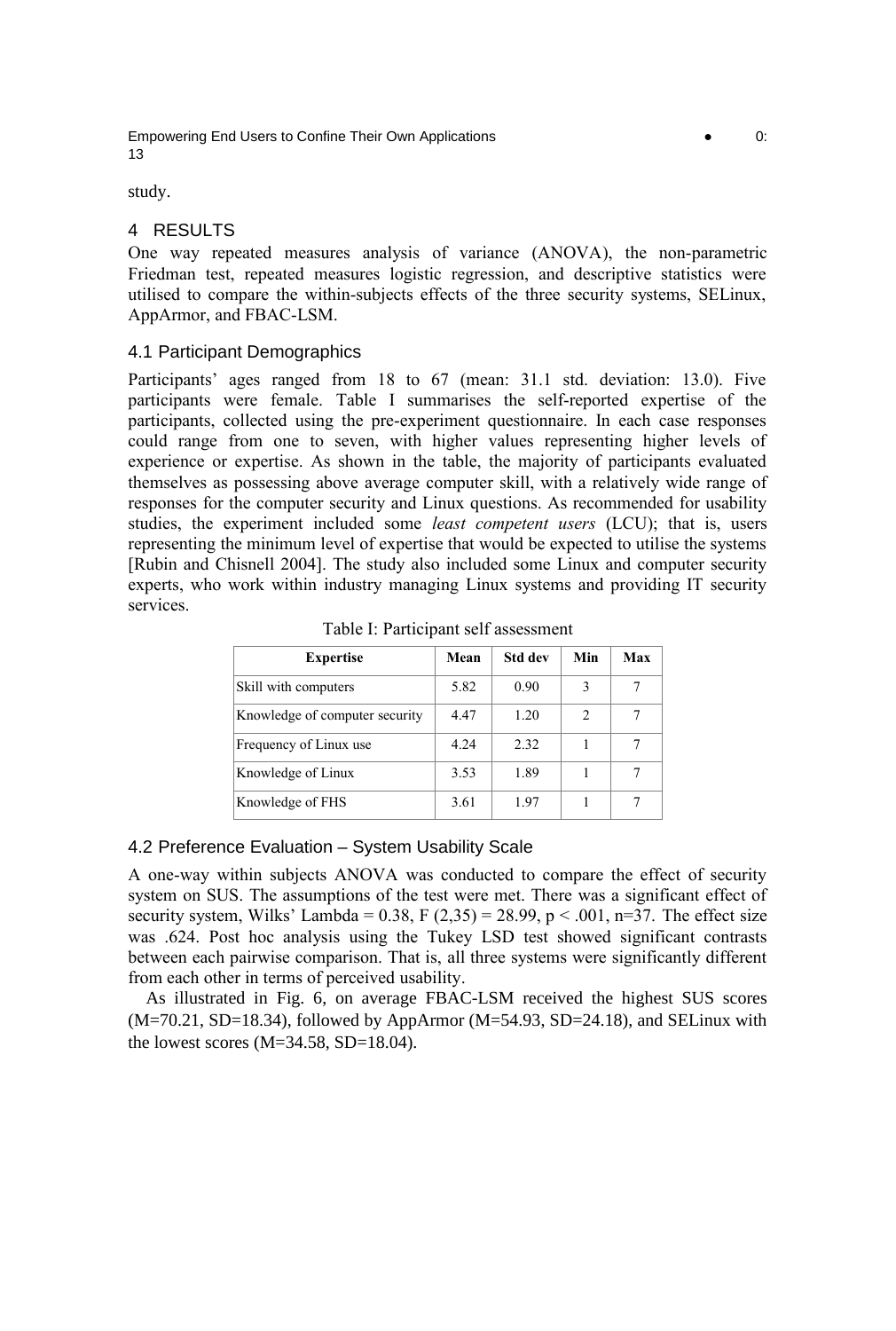study.

## 4 RESULTS

One way repeated measures analysis of variance (ANOVA), the non-parametric Friedman test, repeated measures logistic regression, and descriptive statistics were utilised to compare the within-subjects effects of the three security systems, SELinux, AppArmor, and FBAC-LSM.

### 4.1 Participant Demographics

Participants' ages ranged from 18 to 67 (mean: 31.1 std. deviation: 13.0). Five participants were female. Table I summarises the self-reported expertise of the participants, collected using the pre-experiment questionnaire. In each case responses could range from one to seven, with higher values representing higher levels of experience or expertise. As shown in the table, the majority of participants evaluated themselves as possessing above average computer skill, with a relatively wide range of responses for the computer security and Linux questions. As recommended for usability studies, the experiment included some *least competent users* (LCU); that is, users representing the minimum level of expertise that would be expected to utilise the systems [Rubin and Chisnell 2004]. The study also included some Linux and computer security experts, who work within industry managing Linux systems and providing IT security services.

Table I: Participant self assessment

| Expertise | Mean | Std dev | Min | Max |
|---|---|---|---|---|
| Skill with computers | 5.82 | 0.90 | 3 | 7 |
| Knowledge of computer security | 4.47 | 1.20 | 2 | 7 |
| Frequency of Linux use | 4.24 | 2.32 | 1 | 7 |
| Knowledge of Linux | 3.53 | 1.89 | 1 | 7 |
| Knowledge of FHS | 3.61 | 1.97 | 1 | 7 |

### 4.2 Preference Evaluation – System Usability Scale

A one-way within subjects ANOVA was conducted to compare the effect of security system on SUS. The assumptions of the test were met. There was a significant effect of security system, Wilks' Lambda = 0.38, $F(2,35) = 28.99$, $p < .001$, $n=37$. The effect size was .624. Post hoc analysis using the Tukey LSD test showed significant contrasts between each pairwise comparison. That is, all three systems were significantly different from each other in terms of perceived usability.

As illustrated in Fig. 6, on average FBAC-LSM received the highest SUS scores ($M=70.21$, $SD=18.34$), followed by AppArmor ($M=54.93$, $SD=24.18$), and SELinux with the lowest scores ($M=34.58$, $SD=18.04$).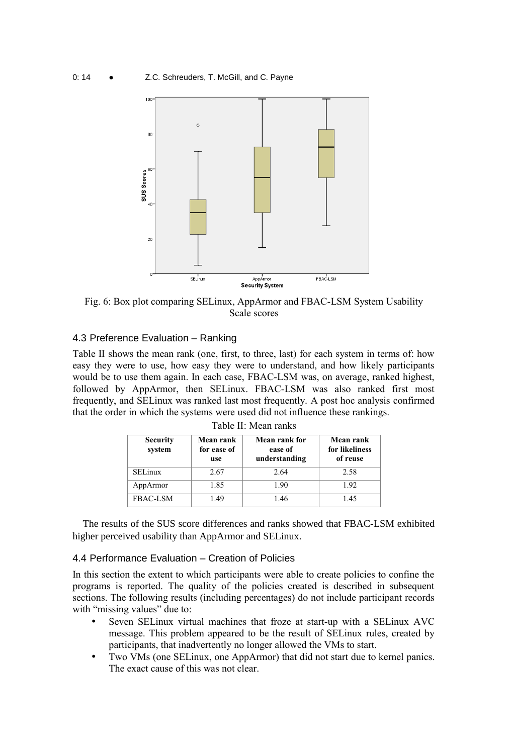Fig. 6: Box plot comparing SELinux, AppArmor and FBAC-LSM System Usability Scale scores

## 4.3 Preference Evaluation – Ranking

Table II shows the mean rank (one, first, to three, last) for each system in terms of: how easy they were to use, how easy they were to understand, and how likely participants would be to use them again. In each case, FBAC-LSM was, on average, ranked highest, followed by AppArmor, then SELinux. FBAC-LSM was also ranked first most frequently, and SELinux was ranked last most frequently. A post hoc analysis confirmed that the order in which the systems were used did not influence these rankings.

Table II: Mean ranks

| Security system | Mean rank for ease of use | Mean rank for ease of understanding | Mean rank for likeliness of reuse |
|---|---|---|---|
| SELinux | 2.67 | 2.64 | 2.58 |
| AppArmor | 1.85 | 1.90 | 1.92 |
| FBAC-LSM | 1.49 | 1.46 | 1.45 |

The results of the SUS score differences and ranks showed that FBAC-LSM exhibited higher perceived usability than AppArmor and SELinux.

## 4.4 Performance Evaluation – Creation of Policies

In this section the extent to which participants were able to create policies to confine the programs is reported. The quality of the policies created is described in subsequent sections. The following results (including percentages) do not include participant records with "missing values" due to:

- Seven SELinux virtual machines that froze at start-up with a SELinux AVC message. This problem appeared to be the result of SELinux rules, created by participants, that inadvertently no longer allowed the VMs to start.
- Two VMs (one SELinux, one AppArmor) that did not start due to kernel panics. The exact cause of this was not clear.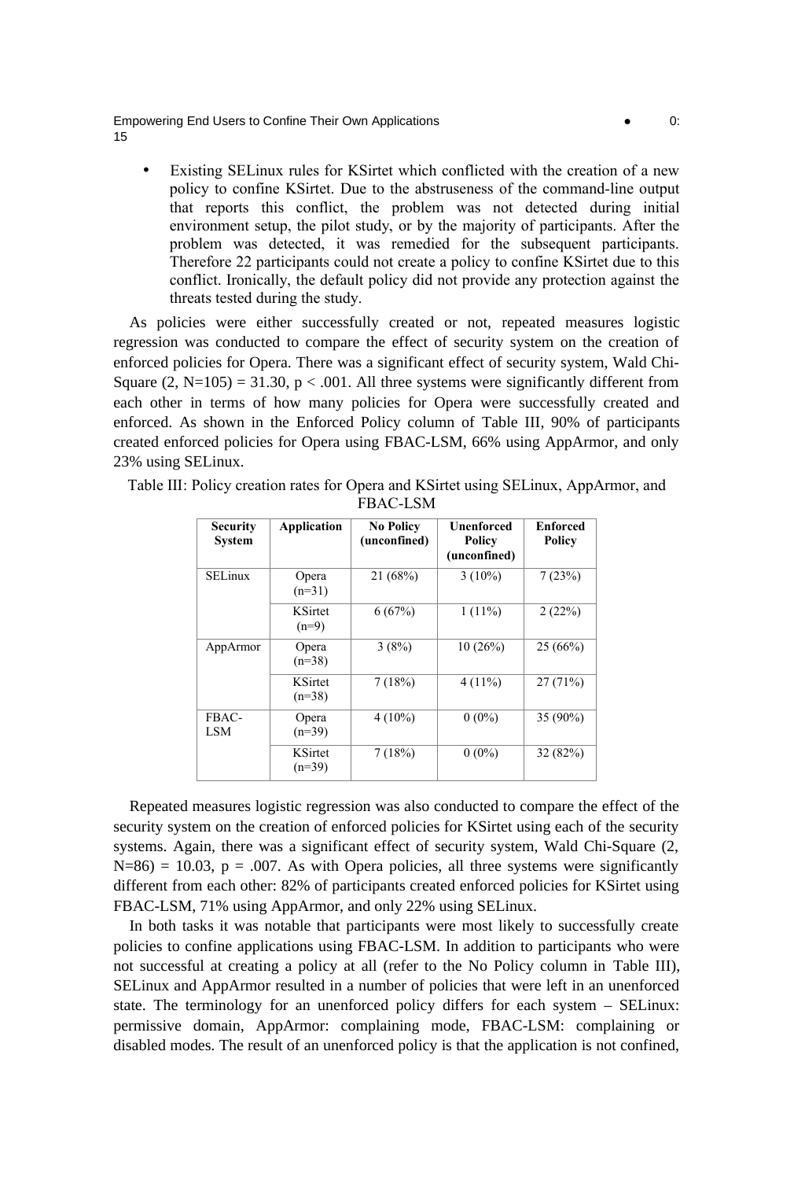- Existing SELinux rules for KSirtet which conflicted with the creation of a new policy to confine KSirtet. Due to the abstruseness of the command-line output that reports this conflict, the problem was not detected during initial environment setup, the pilot study, or by the majority of participants. After the problem was detected, it was remedied for the subsequent participants. Therefore 22 participants could not create a policy to confine KSirtet due to this conflict. Ironically, the default policy did not provide any protection against the threats tested during the study.

As policies were either successfully created or not, repeated measures logistic regression was conducted to compare the effect of security system on the creation of enforced policies for Opera. There was a significant effect of security system, Wald Chi-Square $(2, N=105) = 31.30$, $p < .001$. All three systems were significantly different from each other in terms of how many policies for Opera were successfully created and enforced. As shown in the Enforced Policy column of Table III, 90% of participants created enforced policies for Opera using FBAC-LSM, 66% using AppArmor, and only 23% using SELinux.

Table III: Policy creation rates for Opera and KSirtet using SELinux, AppArmor, and FBAC-LSM

| Security System | Application | No Policy (unconfined) | Unenforced Policy (unconfined) | Enforced Policy |
|---|---|---|---|---|
| SELinux | Opera (n=31) | 21 (68%) | 3 (10%) | 7 (23%) |
| | KSirtet (n=9) | 6 (67%) | 1 (11%) | 2 (22%) |
| AppArmor | Opera (n=38) | 3 (8%) | 10 (26%) | 25 (66%) |
| | KSirtet (n=38) | 7 (18%) | 4 (11%) | 27 (71%) |
| FBAC-LSM | Opera (n=39) | 4 (10%) | 0 (0%) | 35 (90%) |
| | KSirtet (n=39) | 7 (18%) | 0 (0%) | 32 (82%) |

Repeated measures logistic regression was also conducted to compare the effect of the security system on the creation of enforced policies for KSirtet using each of the security systems. Again, there was a significant effect of security system, Wald Chi-Square $(2, N=86) = 10.03$, $p = .007$. As with Opera policies, all three systems were significantly different from each other: 82% of participants created enforced policies for KSirtet using FBAC-LSM, 71% using AppArmor, and only 22% using SELinux.

In both tasks it was notable that participants were most likely to successfully create policies to confine applications using FBAC-LSM. In addition to participants who were not successful at creating a policy at all (refer to the No Policy column in Table III), SELinux and AppArmor resulted in a number of policies that were left in an unenforced state. The terminology for an unenforced policy differs for each system – SELinux: permissive domain, AppArmor: complaining mode, FBAC-LSM: complaining or disabled modes. The result of an unenforced policy is that the application is not confined,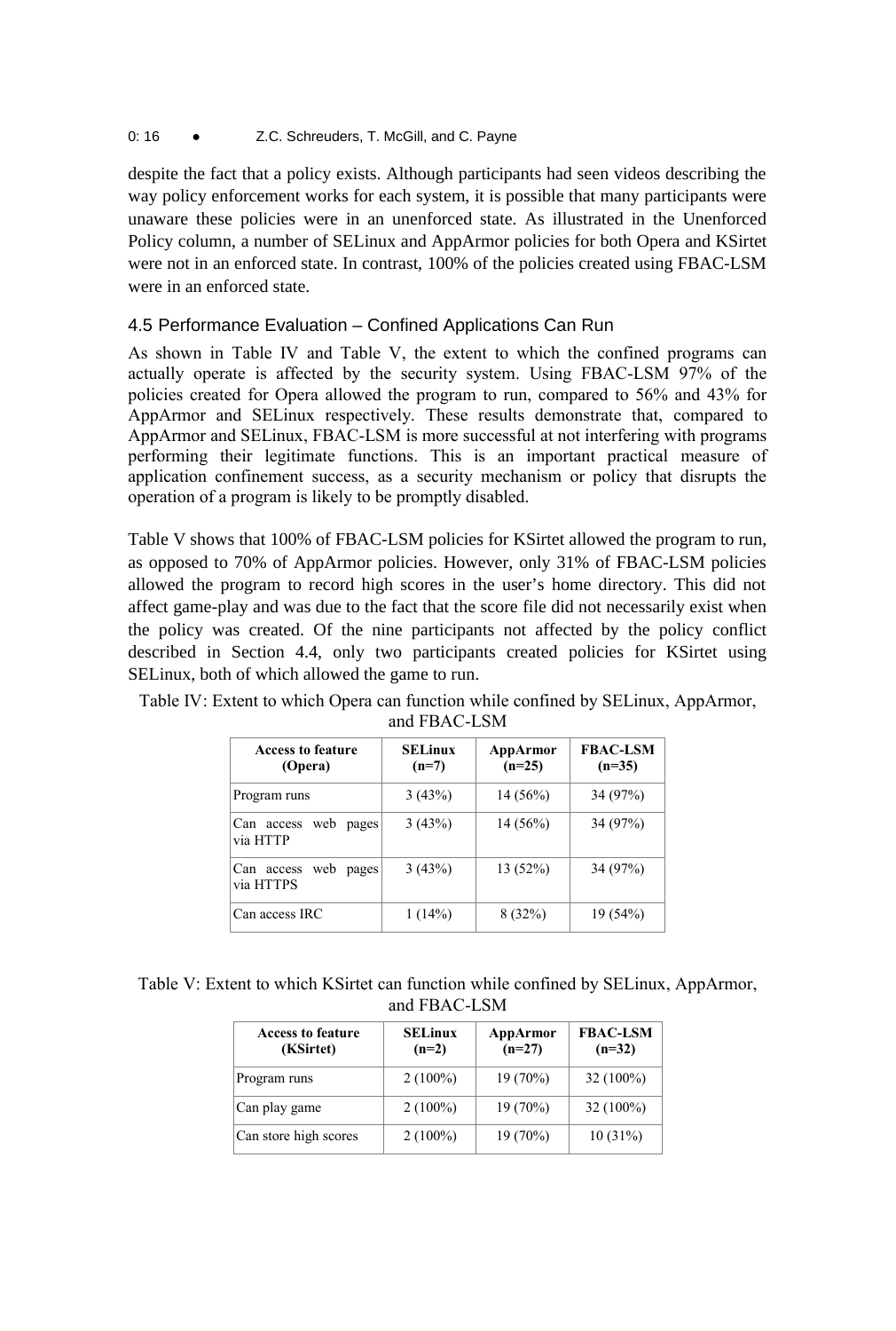despite the fact that a policy exists. Although participants had seen videos describing the way policy enforcement works for each system, it is possible that many participants were unaware these policies were in an unenforced state. As illustrated in the Unenforced Policy column, a number of SELinux and AppArmor policies for both Opera and KSirtet were not in an enforced state. In contrast, 100% of the policies created using FBAC-LSM were in an enforced state.

### 4.5 Performance Evaluation – Confined Applications Can Run

As shown in Table IV and Table V, the extent to which the confined programs can actually operate is affected by the security system. Using FBAC-LSM 97% of the policies created for Opera allowed the program to run, compared to 56% and 43% for AppArmor and SELinux respectively. These results demonstrate that, compared to AppArmor and SELinux, FBAC-LSM is more successful at not interfering with programs performing their legitimate functions. This is an important practical measure of application confinement success, as a security mechanism or policy that disrupts the operation of a program is likely to be promptly disabled.

Table V shows that 100% of FBAC-LSM policies for KSirtet allowed the program to run, as opposed to 70% of AppArmor policies. However, only 31% of FBAC-LSM policies allowed the program to record high scores in the user's home directory. This did not affect game-play and was due to the fact that the score file did not necessarily exist when the policy was created. Of the nine participants not affected by the policy conflict described in Section 4.4, only two participants created policies for KSirtet using SELinux, both of which allowed the game to run.

Table IV: Extent to which Opera can function while confined by SELinux, AppArmor, and FBAC-LSM

| Access to feature (Opera) | SELinux (n=7) | AppArmor (n=25) | FBAC-LSM (n=35) |
|---|---|---|---|
| Program runs | 3 (43%) | 14 (56%) | 34 (97%) |
| Can access web pages via HTTP | 3 (43%) | 14 (56%) | 34 (97%) |
| Can access web pages via HTTPS | 3 (43%) | 13 (52%) | 34 (97%) |
| Can access IRC | 1 (14%) | 8 (32%) | 19 (54%) |

Table V: Extent to which KSirtet can function while confined by SELinux, AppArmor, and FBAC-LSM

| Access to feature (KSirtet) | SELinux (n=2) | AppArmor (n=27) | FBAC-LSM (n=32) |
|---|---|---|---|
| Program runs | 2 (100%) | 19 (70%) | 32 (100%) |
| Can play game | 2 (100%) | 19 (70%) | 32 (100%) |
| Can store high scores | 2 (100%) | 19 (70%) | 10 (31%) |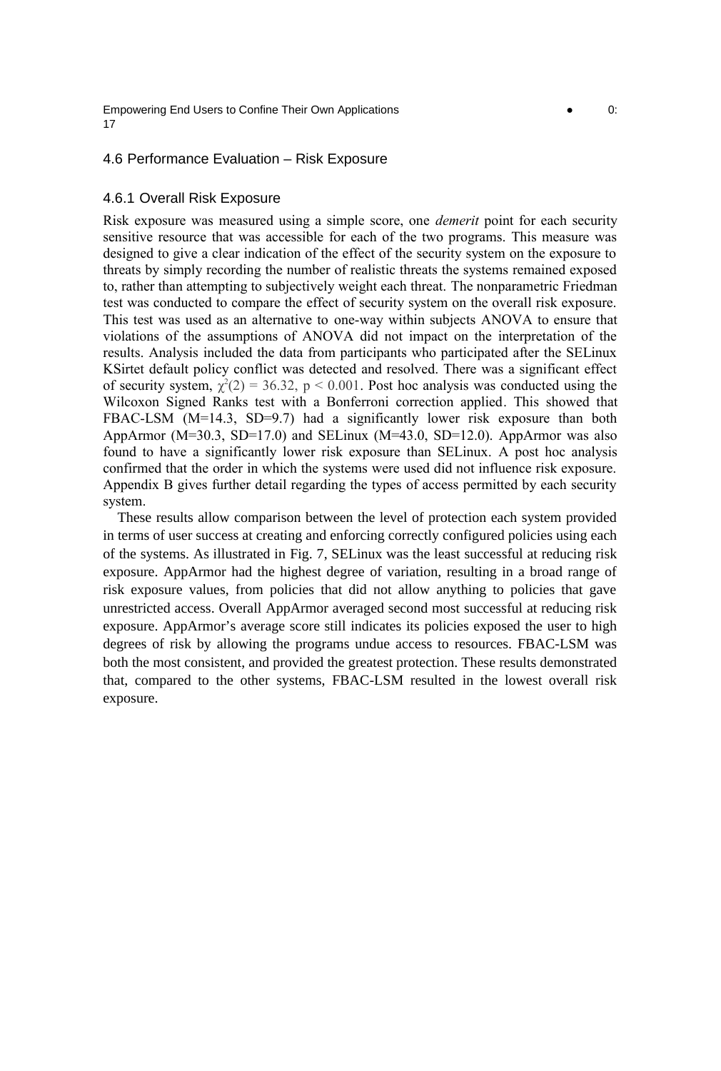## 4.6 Performance Evaluation – Risk Exposure

### 4.6.1 Overall Risk Exposure

Risk exposure was measured using a simple score, one *demerit* point for each security sensitive resource that was accessible for each of the two programs. This measure was designed to give a clear indication of the effect of the security system on the exposure to threats by simply recording the number of realistic threats the systems remained exposed to, rather than attempting to subjectively weight each threat. The nonparametric Friedman test was conducted to compare the effect of security system on the overall risk exposure. This test was used as an alternative to one-way within subjects ANOVA to ensure that violations of the assumptions of ANOVA did not impact on the interpretation of the results. Analysis included the data from participants who participated after the SELinux KSirtet default policy conflict was detected and resolved. There was a significant effect of security system, $\chi^2(2) = 36.32$, $p < 0.001$. Post hoc analysis was conducted using the Wilcoxon Signed Ranks test with a Bonferroni correction applied. This showed that FBAC-LSM (M=14.3, SD=9.7) had a significantly lower risk exposure than both AppArmor (M=30.3, SD=17.0) and SELinux (M=43.0, SD=12.0). AppArmor was also found to have a significantly lower risk exposure than SELinux. A post hoc analysis confirmed that the order in which the systems were used did not influence risk exposure. Appendix B gives further detail regarding the types of access permitted by each security system.

These results allow comparison between the level of protection each system provided in terms of user success at creating and enforcing correctly configured policies using each of the systems. As illustrated in Fig. 7, SELinux was the least successful at reducing risk exposure. AppArmor had the highest degree of variation, resulting in a broad range of risk exposure values, from policies that did not allow anything to policies that gave unrestricted access. Overall AppArmor averaged second most successful at reducing risk exposure. AppArmor's average score still indicates its policies exposed the user to high degrees of risk by allowing the programs undue access to resources. FBAC-LSM was both the most consistent, and provided the greatest protection. These results demonstrated that, compared to the other systems, FBAC-LSM resulted in the lowest overall risk exposure.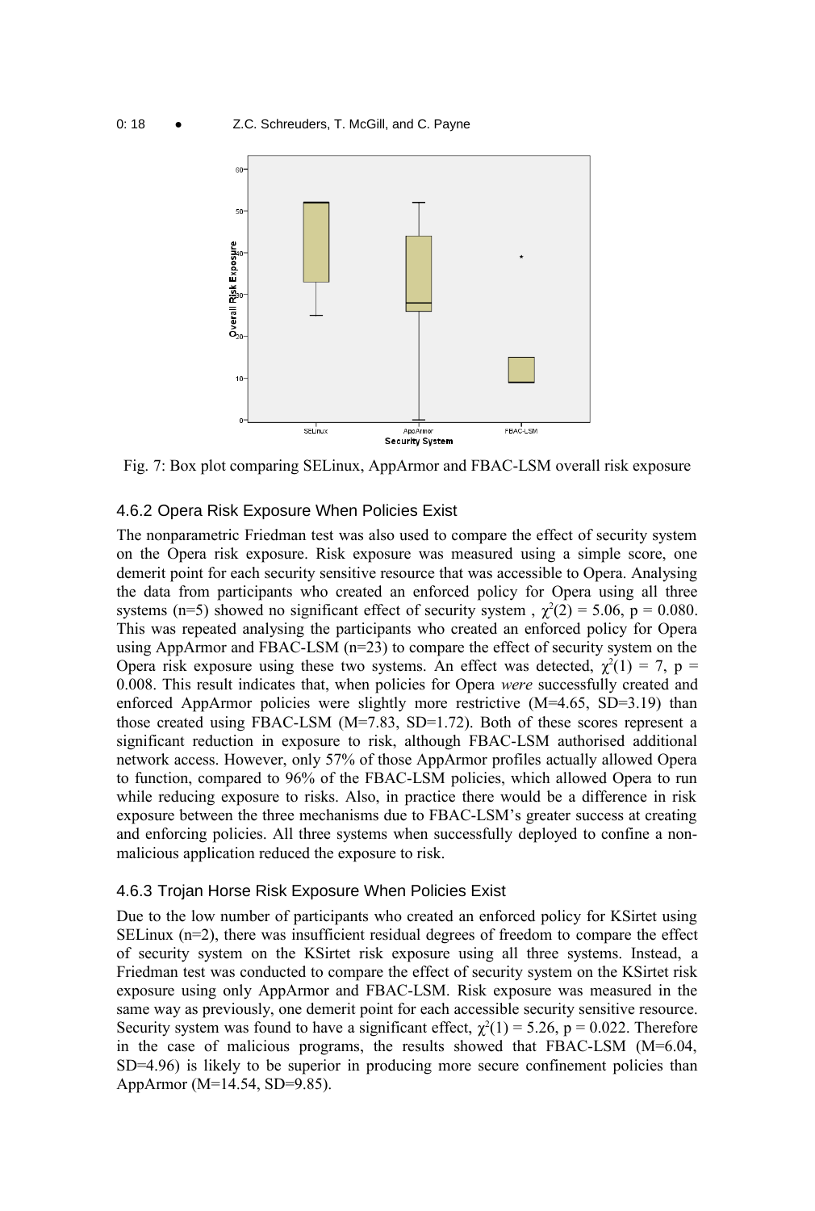Fig. 7: Box plot comparing SELinux, AppArmor and FBAC-LSM overall risk exposure

### 4.6.2 Opera Risk Exposure When Policies Exist

The nonparametric Friedman test was also used to compare the effect of security system on the Opera risk exposure. Risk exposure was measured using a simple score, one demerit point for each security sensitive resource that was accessible to Opera. Analysing the data from participants who created an enforced policy for Opera using all three systems (n=5) showed no significant effect of security system , $\chi^2(2) = 5.06$, $p = 0.080$. This was repeated analysing the participants who created an enforced policy for Opera using AppArmor and FBAC-LSM (n=23) to compare the effect of security system on the Opera risk exposure using these two systems. An effect was detected, $\chi^2(1) = 7$, $p = 0.008$. This result indicates that, when policies for Opera *were* successfully created and enforced AppArmor policies were slightly more restrictive (M=4.65, SD=3.19) than those created using FBAC-LSM (M=7.83, SD=1.72). Both of these scores represent a significant reduction in exposure to risk, although FBAC-LSM authorised additional network access. However, only 57% of those AppArmor profiles actually allowed Opera to function, compared to 96% of the FBAC-LSM policies, which allowed Opera to run while reducing exposure to risks. Also, in practice there would be a difference in risk exposure between the three mechanisms due to FBAC-LSM's greater success at creating and enforcing policies. All three systems when successfully deployed to confine a non-malicious application reduced the exposure to risk.

### 4.6.3 Trojan Horse Risk Exposure When Policies Exist

Due to the low number of participants who created an enforced policy for KSirtet using SELinux (n=2), there was insufficient residual degrees of freedom to compare the effect of security system on the KSirtet risk exposure using all three systems. Instead, a Friedman test was conducted to compare the effect of security system on the KSirtet risk exposure using only AppArmor and FBAC-LSM. Risk exposure was measured in the same way as previously, one demerit point for each accessible security sensitive resource. Security system was found to have a significant effect, $\chi^2(1) = 5.26$, $p = 0.022$. Therefore in the case of malicious programs, the results showed that FBAC-LSM (M=6.04, SD=4.96) is likely to be superior in producing more secure confinement policies than AppArmor (M=14.54, SD=9.85).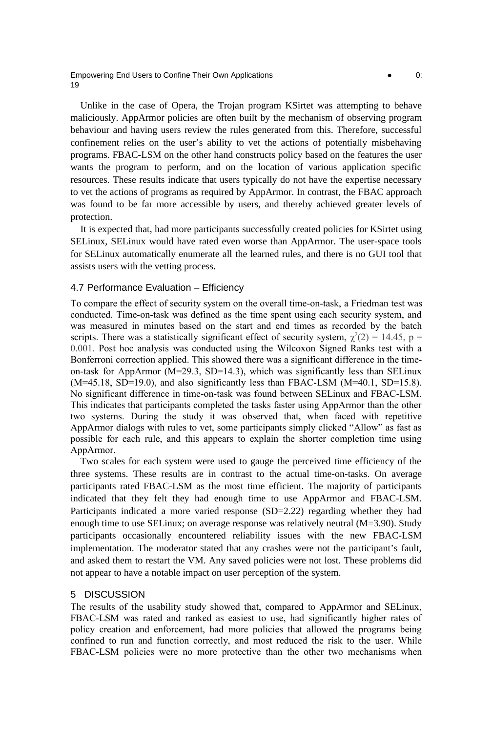Unlike in the case of Opera, the Trojan program KSirtet was attempting to behave maliciously. AppArmor policies are often built by the mechanism of observing program behaviour and having users review the rules generated from this. Therefore, successful confinement relies on the user's ability to vet the actions of potentially misbehaving programs. FBAC-LSM on the other hand constructs policy based on the features the user wants the program to perform, and on the location of various application specific resources. These results indicate that users typically do not have the expertise necessary to vet the actions of programs as required by AppArmor. In contrast, the FBAC approach was found to be far more accessible by users, and thereby achieved greater levels of protection.

It is expected that, had more participants successfully created policies for KSirtet using SELinux, SELinux would have rated even worse than AppArmor. The user-space tools for SELinux automatically enumerate all the learned rules, and there is no GUI tool that assists users with the vetting process.

### 4.7 Performance Evaluation – Efficiency

To compare the effect of security system on the overall time-on-task, a Friedman test was conducted. Time-on-task was defined as the time spent using each security system, and was measured in minutes based on the start and end times as recorded by the batch scripts. There was a statistically significant effect of security system, $\chi^2(2) = 14.45$, $p = 0.001$. Post hoc analysis was conducted using the Wilcoxon Signed Ranks test with a Bonferroni correction applied. This showed there was a significant difference in the time-on-task for AppArmor (M=29.3, SD=14.3), which was significantly less than SELinux (M=45.18, SD=19.0), and also significantly less than FBAC-LSM (M=40.1, SD=15.8). No significant difference in time-on-task was found between SELinux and FBAC-LSM. This indicates that participants completed the tasks faster using AppArmor than the other two systems. During the study it was observed that, when faced with repetitive AppArmor dialogs with rules to vet, some participants simply clicked "Allow" as fast as possible for each rule, and this appears to explain the shorter completion time using AppArmor.

Two scales for each system were used to gauge the perceived time efficiency of the three systems. These results are in contrast to the actual time-on-tasks. On average participants rated FBAC-LSM as the most time efficient. The majority of participants indicated that they felt they had enough time to use AppArmor and FBAC-LSM. Participants indicated a more varied response (SD=2.22) regarding whether they had enough time to use SELinux; on average response was relatively neutral (M=3.90). Study participants occasionally encountered reliability issues with the new FBAC-LSM implementation. The moderator stated that any crashes were not the participant's fault, and asked them to restart the VM. Any saved policies were not lost. These problems did not appear to have a notable impact on user perception of the system.

## 5 DISCUSSION

The results of the usability study showed that, compared to AppArmor and SELinux, FBAC-LSM was rated and ranked as easiest to use, had significantly higher rates of policy creation and enforcement, had more policies that allowed the programs being confined to run and function correctly, and most reduced the risk to the user. While FBAC-LSM policies were no more protective than the other two mechanisms when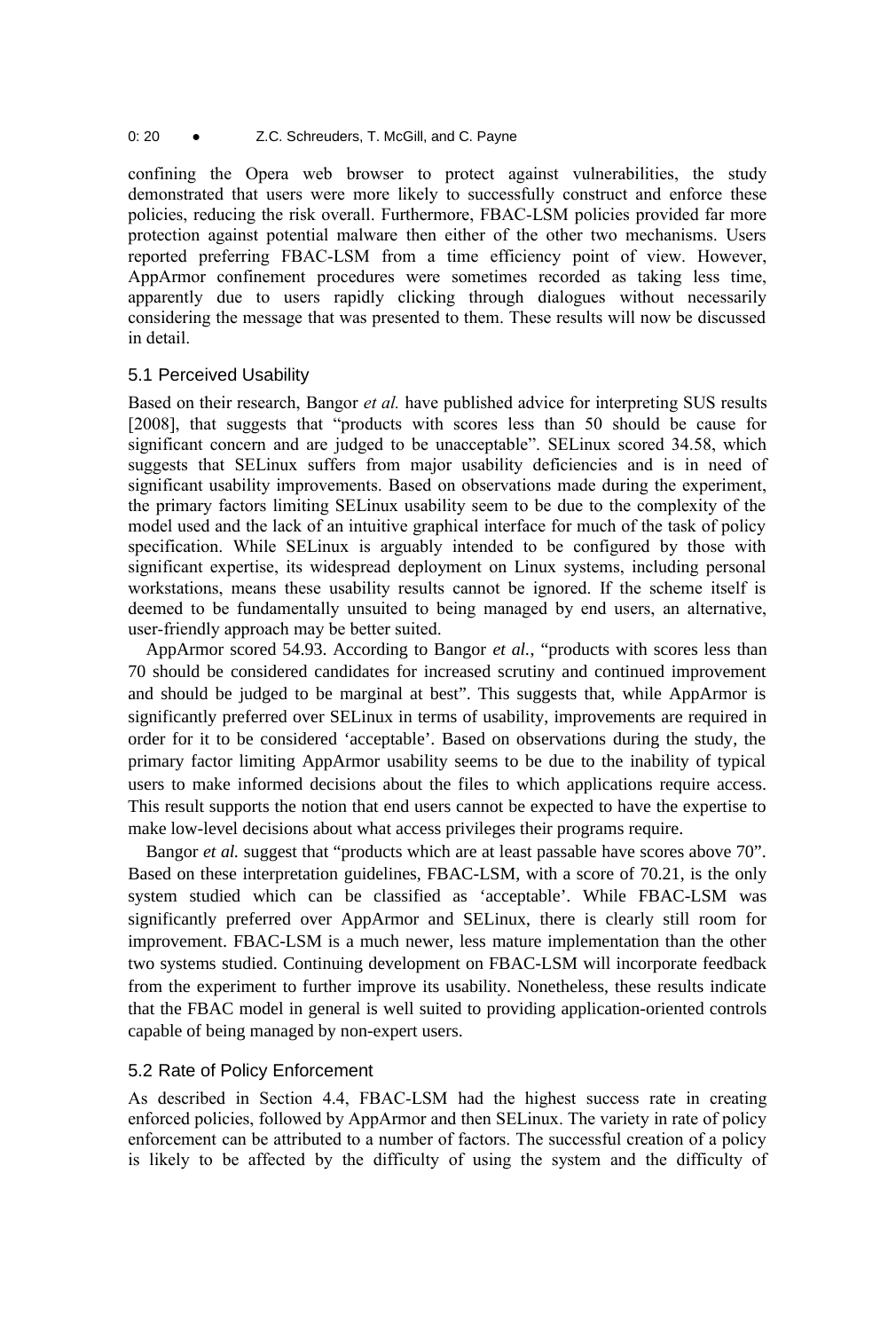confining the Opera web browser to protect against vulnerabilities, the study demonstrated that users were more likely to successfully construct and enforce these policies, reducing the risk overall. Furthermore, FBAC-LSM policies provided far more protection against potential malware then either of the other two mechanisms. Users reported preferring FBAC-LSM from a time efficiency point of view. However, AppArmor confinement procedures were sometimes recorded as taking less time, apparently due to users rapidly clicking through dialogues without necessarily considering the message that was presented to them. These results will now be discussed in detail.

### 5.1 Perceived Usability

Based on their research, Bangor *et al.* have published advice for interpreting SUS results [2008], that suggests that "products with scores less than 50 should be cause for significant concern and are judged to be unacceptable". SELinux scored 34.58, which suggests that SELinux suffers from major usability deficiencies and is in need of significant usability improvements. Based on observations made during the experiment, the primary factors limiting SELinux usability seem to be due to the complexity of the model used and the lack of an intuitive graphical interface for much of the task of policy specification. While SELinux is arguably intended to be configured by those with significant expertise, its widespread deployment on Linux systems, including personal workstations, means these usability results cannot be ignored. If the scheme itself is deemed to be fundamentally unsuited to being managed by end users, an alternative, user-friendly approach may be better suited.

AppArmor scored 54.93. According to Bangor *et al.*, "products with scores less than 70 should be considered candidates for increased scrutiny and continued improvement and should be judged to be marginal at best". This suggests that, while AppArmor is significantly preferred over SELinux in terms of usability, improvements are required in order for it to be considered 'acceptable'. Based on observations during the study, the primary factor limiting AppArmor usability seems to be due to the inability of typical users to make informed decisions about the files to which applications require access. This result supports the notion that end users cannot be expected to have the expertise to make low-level decisions about what access privileges their programs require.

Bangor *et al.* suggest that "products which are at least passable have scores above 70". Based on these interpretation guidelines, FBAC-LSM, with a score of 70.21, is the only system studied which can be classified as 'acceptable'. While FBAC-LSM was significantly preferred over AppArmor and SELinux, there is clearly still room for improvement. FBAC-LSM is a much newer, less mature implementation than the other two systems studied. Continuing development on FBAC-LSM will incorporate feedback from the experiment to further improve its usability. Nonetheless, these results indicate that the FBAC model in general is well suited to providing application-oriented controls capable of being managed by non-expert users.

### 5.2 Rate of Policy Enforcement

As described in Section 4.4, FBAC-LSM had the highest success rate in creating enforced policies, followed by AppArmor and then SELinux. The variety in rate of policy enforcement can be attributed to a number of factors. The successful creation of a policy is likely to be affected by the difficulty of using the system and the difficulty of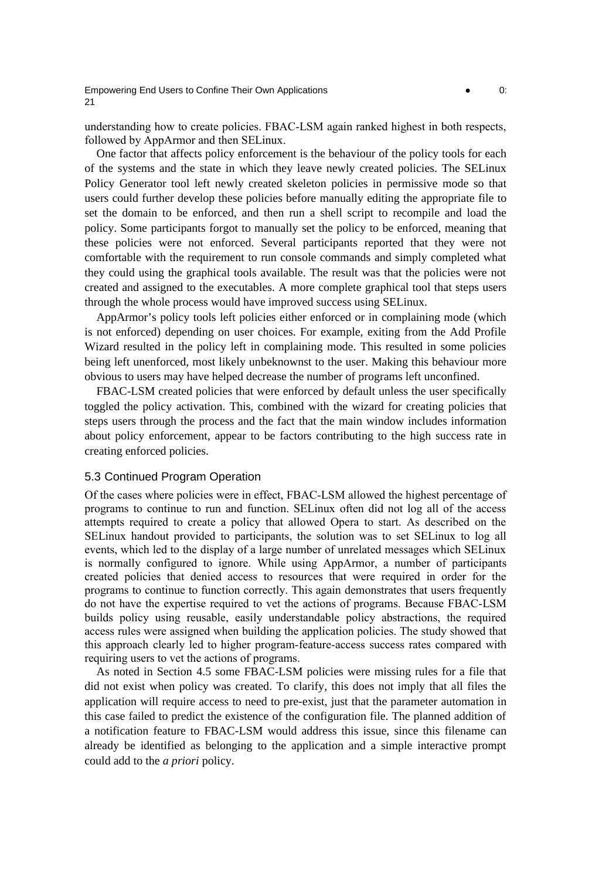understanding how to create policies. FBAC-LSM again ranked highest in both respects, followed by AppArmor and then SELinux.

One factor that affects policy enforcement is the behaviour of the policy tools for each of the systems and the state in which they leave newly created policies. The SELinux Policy Generator tool left newly created skeleton policies in permissive mode so that users could further develop these policies before manually editing the appropriate file to set the domain to be enforced, and then run a shell script to recompile and load the policy. Some participants forgot to manually set the policy to be enforced, meaning that these policies were not enforced. Several participants reported that they were not comfortable with the requirement to run console commands and simply completed what they could using the graphical tools available. The result was that the policies were not created and assigned to the executables. A more complete graphical tool that steps users through the whole process would have improved success using SELinux.

AppArmor's policy tools left policies either enforced or in complaining mode (which is not enforced) depending on user choices. For example, exiting from the Add Profile Wizard resulted in the policy left in complaining mode. This resulted in some policies being left unenforced, most likely unbeknownst to the user. Making this behaviour more obvious to users may have helped decrease the number of programs left unconfined.

FBAC-LSM created policies that were enforced by default unless the user specifically toggled the policy activation. This, combined with the wizard for creating policies that steps users through the process and the fact that the main window includes information about policy enforcement, appear to be factors contributing to the high success rate in creating enforced policies.

### 5.3 Continued Program Operation

Of the cases where policies were in effect, FBAC-LSM allowed the highest percentage of programs to continue to run and function. SELinux often did not log all of the access attempts required to create a policy that allowed Opera to start. As described on the SELinux handout provided to participants, the solution was to set SELinux to log all events, which led to the display of a large number of unrelated messages which SELinux is normally configured to ignore. While using AppArmor, a number of participants created policies that denied access to resources that were required in order for the programs to continue to function correctly. This again demonstrates that users frequently do not have the expertise required to vet the actions of programs. Because FBAC-LSM builds policy using reusable, easily understandable policy abstractions, the required access rules were assigned when building the application policies. The study showed that this approach clearly led to higher program-feature-access success rates compared with requiring users to vet the actions of programs.

As noted in Section 4.5 some FBAC-LSM policies were missing rules for a file that did not exist when policy was created. To clarify, this does not imply that all files the application will require access to need to pre-exist, just that the parameter automation in this case failed to predict the existence of the configuration file. The planned addition of a notification feature to FBAC-LSM would address this issue, since this filename can already be identified as belonging to the application and a simple interactive prompt could add to the *a priori* policy.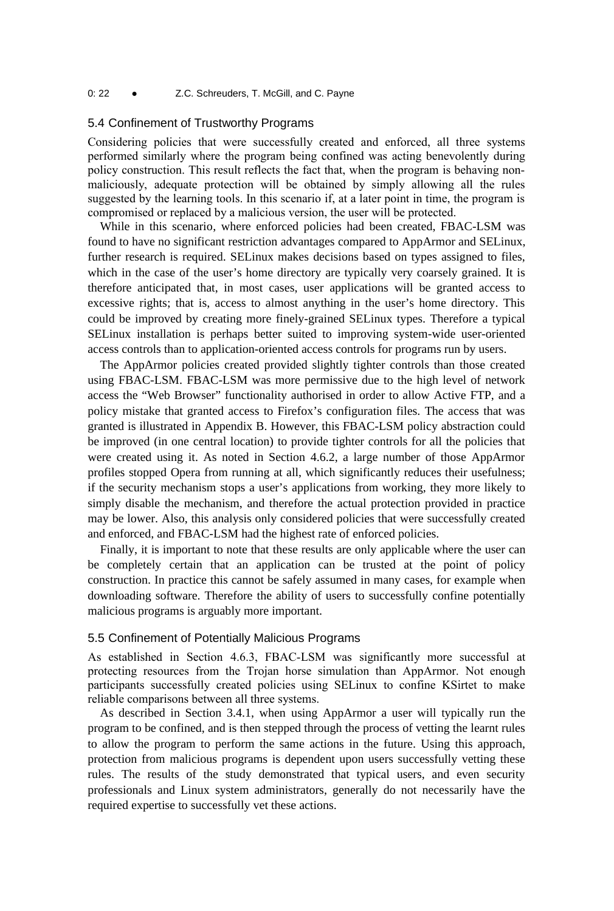## 5.4 Confinement of Trustworthy Programs

Considering policies that were successfully created and enforced, all three systems performed similarly where the program being confined was acting benevolently during policy construction. This result reflects the fact that, when the program is behaving non-maliciously, adequate protection will be obtained by simply allowing all the rules suggested by the learning tools. In this scenario if, at a later point in time, the program is compromised or replaced by a malicious version, the user will be protected.

While in this scenario, where enforced policies had been created, FBAC-LSM was found to have no significant restriction advantages compared to AppArmor and SELinux, further research is required. SELinux makes decisions based on types assigned to files, which in the case of the user's home directory are typically very coarsely grained. It is therefore anticipated that, in most cases, user applications will be granted access to excessive rights; that is, access to almost anything in the user's home directory. This could be improved by creating more finely-grained SELinux types. Therefore a typical SELinux installation is perhaps better suited to improving system-wide user-oriented access controls than to application-oriented access controls for programs run by users.

The AppArmor policies created provided slightly tighter controls than those created using FBAC-LSM. FBAC-LSM was more permissive due to the high level of network access the "Web Browser" functionality authorised in order to allow Active FTP, and a policy mistake that granted access to Firefox's configuration files. The access that was granted is illustrated in Appendix B. However, this FBAC-LSM policy abstraction could be improved (in one central location) to provide tighter controls for all the policies that were created using it. As noted in Section 4.6.2, a large number of those AppArmor profiles stopped Opera from running at all, which significantly reduces their usefulness; if the security mechanism stops a user's applications from working, they more likely to simply disable the mechanism, and therefore the actual protection provided in practice may be lower. Also, this analysis only considered policies that were successfully created and enforced, and FBAC-LSM had the highest rate of enforced policies.

Finally, it is important to note that these results are only applicable where the user can be completely certain that an application can be trusted at the point of policy construction. In practice this cannot be safely assumed in many cases, for example when downloading software. Therefore the ability of users to successfully confine potentially malicious programs is arguably more important.

## 5.5 Confinement of Potentially Malicious Programs

As established in Section 4.6.3, FBAC-LSM was significantly more successful at protecting resources from the Trojan horse simulation than AppArmor. Not enough participants successfully created policies using SELinux to confine KSirtet to make reliable comparisons between all three systems.

As described in Section 3.4.1, when using AppArmor a user will typically run the program to be confined, and is then stepped through the process of vetting the learnt rules to allow the program to perform the same actions in the future. Using this approach, protection from malicious programs is dependent upon users successfully vetting these rules. The results of the study demonstrated that typical users, and even security professionals and Linux system administrators, generally do not necessarily have the required expertise to successfully vet these actions.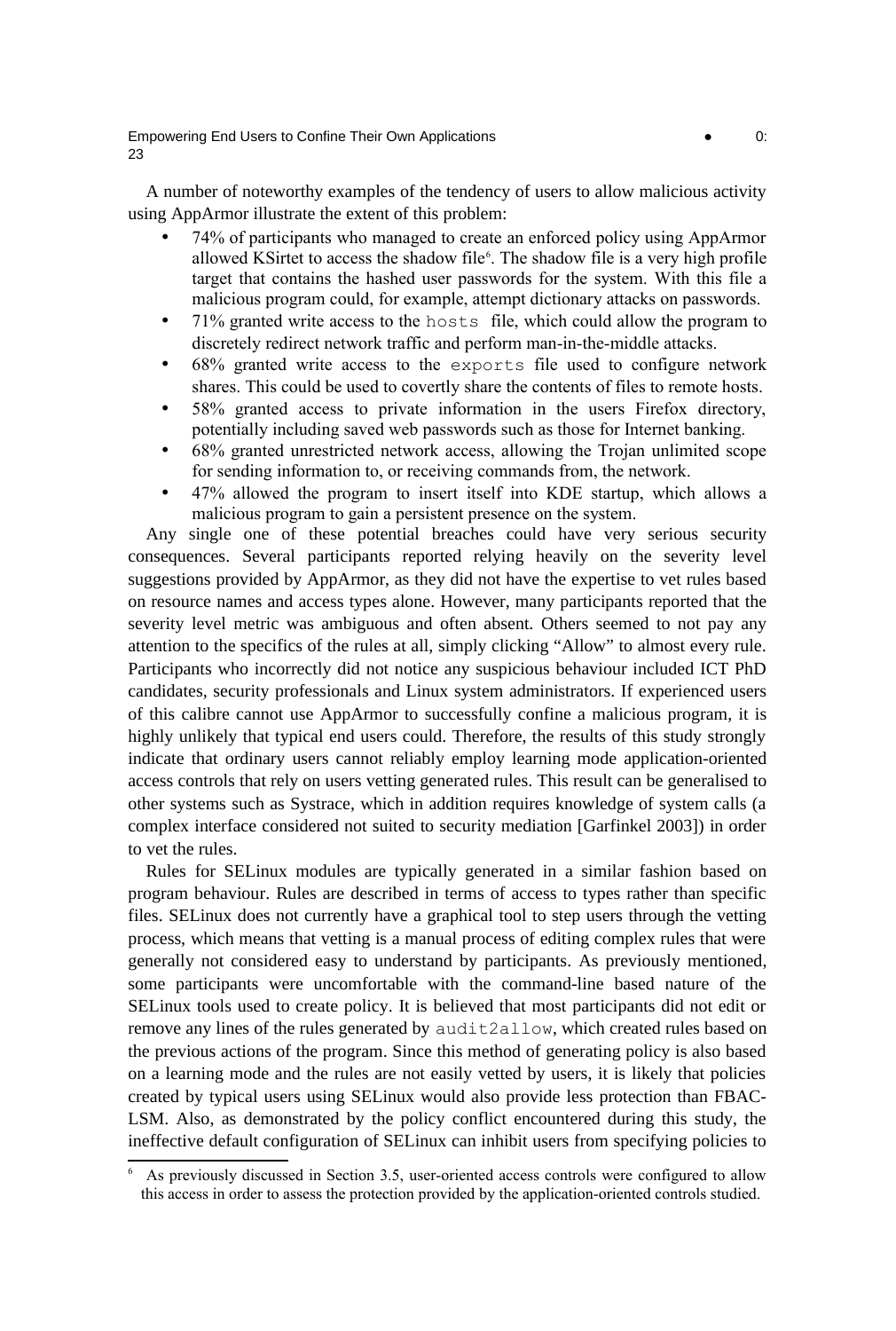A number of noteworthy examples of the tendency of users to allow malicious activity using AppArmor illustrate the extent of this problem:

- 74% of participants who managed to create an enforced policy using AppArmor allowed KSirtet to access the shadow file[6]. The shadow file is a very high profile target that contains the hashed user passwords for the system. With this file a malicious program could, for example, attempt dictionary attacks on passwords.
- 71% granted write access to the `hosts` file, which could allow the program to discretely redirect network traffic and perform man-in-the-middle attacks.
- 68% granted write access to the `exports` file used to configure network shares. This could be used to covertly share the contents of files to remote hosts.
- 58% granted access to private information in the users Firefox directory, potentially including saved web passwords such as those for Internet banking.
- 68% granted unrestricted network access, allowing the Trojan unlimited scope for sending information to, or receiving commands from, the network.
- 47% allowed the program to insert itself into KDE startup, which allows a malicious program to gain a persistent presence on the system.

Any single one of these potential breaches could have very serious security consequences. Several participants reported relying heavily on the severity level suggestions provided by AppArmor, as they did not have the expertise to vet rules based on resource names and access types alone. However, many participants reported that the severity level metric was ambiguous and often absent. Others seemed to not pay any attention to the specifics of the rules at all, simply clicking "Allow" to almost every rule. Participants who incorrectly did not notice any suspicious behaviour included ICT PhD candidates, security professionals and Linux system administrators. If experienced users of this calibre cannot use AppArmor to successfully confine a malicious program, it is highly unlikely that typical end users could. Therefore, the results of this study strongly indicate that ordinary users cannot reliably employ learning mode application-oriented access controls that rely on users vetting generated rules. This result can be generalised to other systems such as Systrace, which in addition requires knowledge of system calls (a complex interface considered not suited to security mediation [Garfinkel 2003]) in order to vet the rules.

Rules for SELinux modules are typically generated in a similar fashion based on program behaviour. Rules are described in terms of access to types rather than specific files. SELinux does not currently have a graphical tool to step users through the vetting process, which means that vetting is a manual process of editing complex rules that were generally not considered easy to understand by participants. As previously mentioned, some participants were uncomfortable with the command-line based nature of the SELinux tools used to create policy. It is believed that most participants did not edit or remove any lines of the rules generated by `audit2allow`, which created rules based on the previous actions of the program. Since this method of generating policy is also based on a learning mode and the rules are not easily vetted by users, it is likely that policies created by typical users using SELinux would also provide less protection than FBAC-LSM. Also, as demonstrated by the policy conflict encountered during this study, the ineffective default configuration of SELinux can inhibit users from specifying policies to

[6] As previously discussed in Section 3.5, user-oriented access controls were configured to allow this access in order to assess the protection provided by the application-oriented controls studied.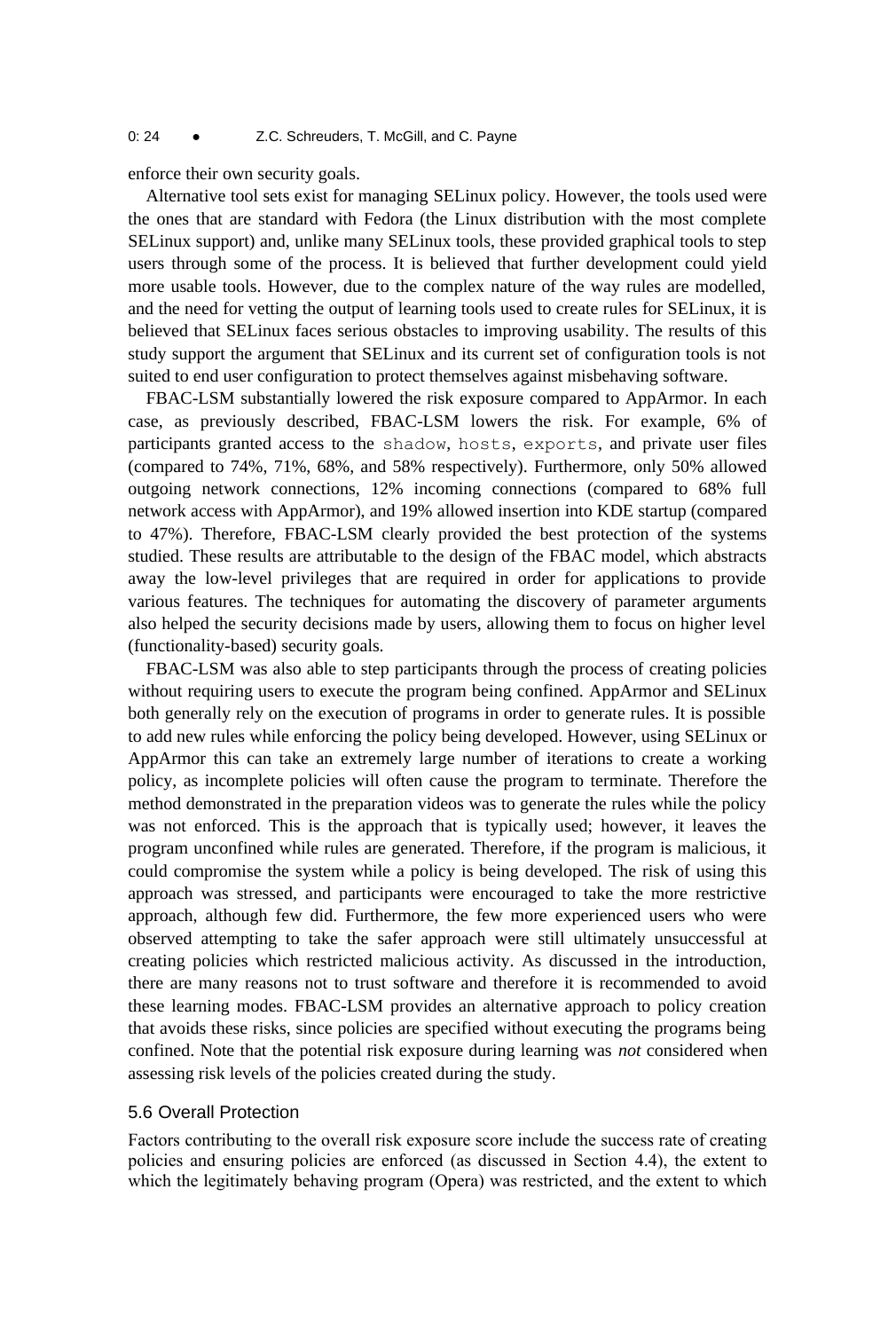enforce their own security goals.

Alternative tool sets exist for managing SELinux policy. However, the tools used were the ones that are standard with Fedora (the Linux distribution with the most complete SELinux support) and, unlike many SELinux tools, these provided graphical tools to step users through some of the process. It is believed that further development could yield more usable tools. However, due to the complex nature of the way rules are modelled, and the need for vetting the output of learning tools used to create rules for SELinux, it is believed that SELinux faces serious obstacles to improving usability. The results of this study support the argument that SELinux and its current set of configuration tools is not suited to end user configuration to protect themselves against misbehaving software.

FBAC-LSM substantially lowered the risk exposure compared to AppArmor. In each case, as previously described, FBAC-LSM lowers the risk. For example, 6% of participants granted access to the `shadow`, `hosts`, `exports`, and private user files (compared to 74%, 71%, 68%, and 58% respectively). Furthermore, only 50% allowed outgoing network connections, 12% incoming connections (compared to 68% full network access with AppArmor), and 19% allowed insertion into KDE startup (compared to 47%). Therefore, FBAC-LSM clearly provided the best protection of the systems studied. These results are attributable to the design of the FBAC model, which abstracts away the low-level privileges that are required in order for applications to provide various features. The techniques for automating the discovery of parameter arguments also helped the security decisions made by users, allowing them to focus on higher level (functionality-based) security goals.

FBAC-LSM was also able to step participants through the process of creating policies without requiring users to execute the program being confined. AppArmor and SELinux both generally rely on the execution of programs in order to generate rules. It is possible to add new rules while enforcing the policy being developed. However, using SELinux or AppArmor this can take an extremely large number of iterations to create a working policy, as incomplete policies will often cause the program to terminate. Therefore the method demonstrated in the preparation videos was to generate the rules while the policy was not enforced. This is the approach that is typically used; however, it leaves the program unconfined while rules are generated. Therefore, if the program is malicious, it could compromise the system while a policy is being developed. The risk of using this approach was stressed, and participants were encouraged to take the more restrictive approach, although few did. Furthermore, the few more experienced users who were observed attempting to take the safer approach were still ultimately unsuccessful at creating policies which restricted malicious activity. As discussed in the introduction, there are many reasons not to trust software and therefore it is recommended to avoid these learning modes. FBAC-LSM provides an alternative approach to policy creation that avoids these risks, since policies are specified without executing the programs being confined. Note that the potential risk exposure during learning was *not* considered when assessing risk levels of the policies created during the study.

### 5.6 Overall Protection

Factors contributing to the overall risk exposure score include the success rate of creating policies and ensuring policies are enforced (as discussed in Section 4.4), the extent to which the legitimately behaving program (Opera) was restricted, and the extent to which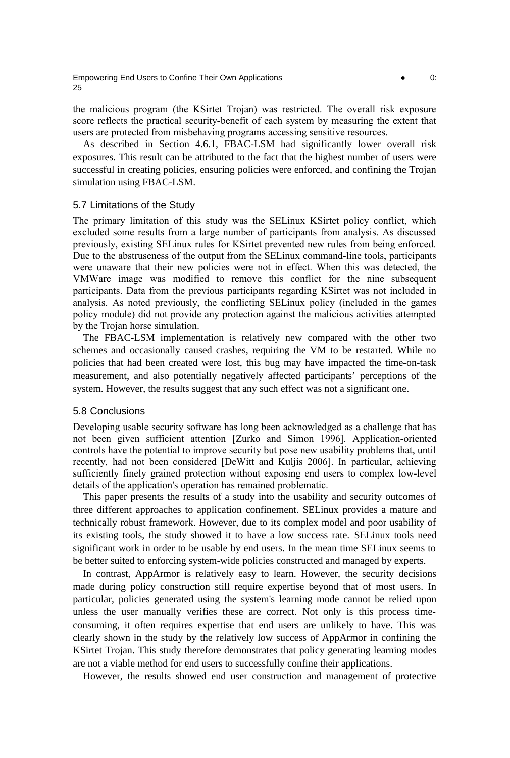the malicious program (the KSirtet Trojan) was restricted. The overall risk exposure score reflects the practical security-benefit of each system by measuring the extent that users are protected from misbehaving programs accessing sensitive resources.

As described in Section 4.6.1, FBAC-LSM had significantly lower overall risk exposures. This result can be attributed to the fact that the highest number of users were successful in creating policies, ensuring policies were enforced, and confining the Trojan simulation using FBAC-LSM.

### 5.7 Limitations of the Study

The primary limitation of this study was the SELinux KSirtet policy conflict, which excluded some results from a large number of participants from analysis. As discussed previously, existing SELinux rules for KSirtet prevented new rules from being enforced. Due to the abstruseness of the output from the SELinux command-line tools, participants were unaware that their new policies were not in effect. When this was detected, the VMWare image was modified to remove this conflict for the nine subsequent participants. Data from the previous participants regarding KSirtet was not included in analysis. As noted previously, the conflicting SELinux policy (included in the games policy module) did not provide any protection against the malicious activities attempted by the Trojan horse simulation.

The FBAC-LSM implementation is relatively new compared with the other two schemes and occasionally caused crashes, requiring the VM to be restarted. While no policies that had been created were lost, this bug may have impacted the time-on-task measurement, and also potentially negatively affected participants' perceptions of the system. However, the results suggest that any such effect was not a significant one.

### 5.8 Conclusions

Developing usable security software has long been acknowledged as a challenge that has not been given sufficient attention [Zurko and Simon 1996]. Application-oriented controls have the potential to improve security but pose new usability problems that, until recently, had not been considered [DeWitt and Kuljis 2006]. In particular, achieving sufficiently finely grained protection without exposing end users to complex low-level details of the application's operation has remained problematic.

This paper presents the results of a study into the usability and security outcomes of three different approaches to application confinement. SELinux provides a mature and technically robust framework. However, due to its complex model and poor usability of its existing tools, the study showed it to have a low success rate. SELinux tools need significant work in order to be usable by end users. In the mean time SELinux seems to be better suited to enforcing system-wide policies constructed and managed by experts.

In contrast, AppArmor is relatively easy to learn. However, the security decisions made during policy construction still require expertise beyond that of most users. In particular, policies generated using the system's learning mode cannot be relied upon unless the user manually verifies these are correct. Not only is this process time-consuming, it often requires expertise that end users are unlikely to have. This was clearly shown in the study by the relatively low success of AppArmor in confining the KSirtet Trojan. This study therefore demonstrates that policy generating learning modes are not a viable method for end users to successfully confine their applications.

However, the results showed end user construction and management of protective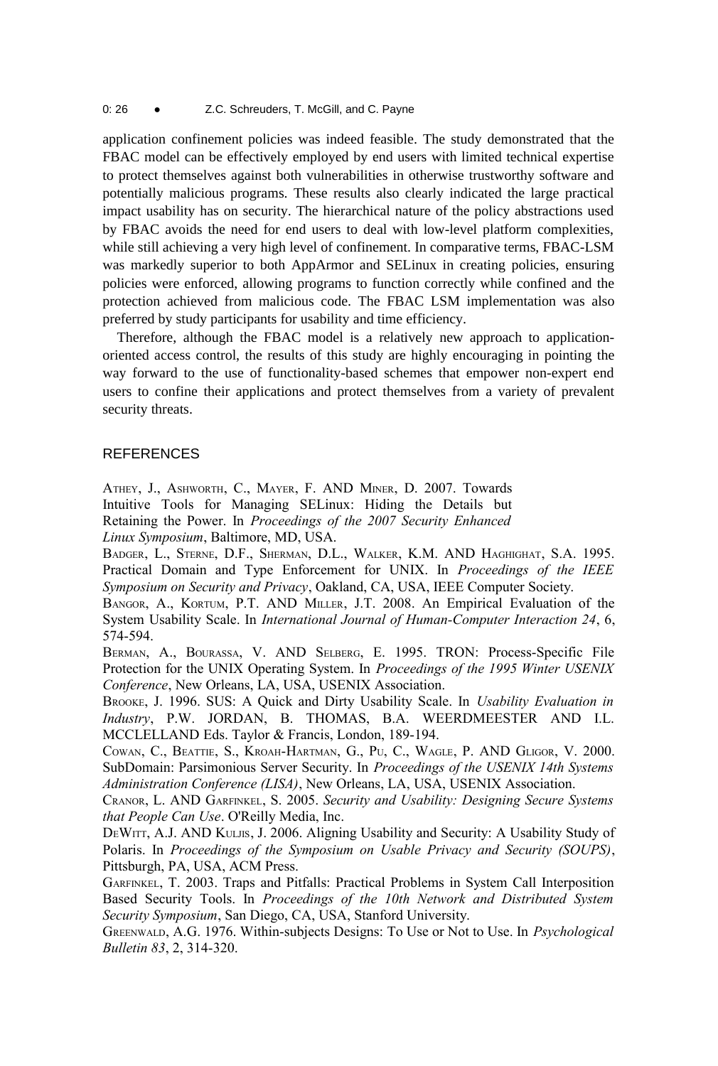application confinement policies was indeed feasible. The study demonstrated that the FBAC model can be effectively employed by end users with limited technical expertise to protect themselves against both vulnerabilities in otherwise trustworthy software and potentially malicious programs. These results also clearly indicated the large practical impact usability has on security. The hierarchical nature of the policy abstractions used by FBAC avoids the need for end users to deal with low-level platform complexities, while still achieving a very high level of confinement. In comparative terms, FBAC-LSM was markedly superior to both AppArmor and SELinux in creating policies, ensuring policies were enforced, allowing programs to function correctly while confined and the protection achieved from malicious code. The FBAC LSM implementation was also preferred by study participants for usability and time efficiency.

Therefore, although the FBAC model is a relatively new approach to application-oriented access control, the results of this study are highly encouraging in pointing the way forward to the use of functionality-based schemes that empower non-expert end users to confine their applications and protect themselves from a variety of prevalent security threats.

## REFERENCES

ATHEY, J., ASHWORTH, C., MAYER, F. AND MINER, D. 2007. Towards Intuitive Tools for Managing SELinux: Hiding the Details but Retaining the Power. In *Proceedings of the 2007 Security Enhanced Linux Symposium*, Baltimore, MD, USA.

BADGER, L., STERNE, D.F., SHERMAN, D.L., WALKER, K.M. AND HAGHIGHAT, S.A. 1995. Practical Domain and Type Enforcement for UNIX. In *Proceedings of the IEEE Symposium on Security and Privacy*, Oakland, CA, USA, IEEE Computer Society.

BANGOR, A., KORTUM, P.T. AND MILLER, J.T. 2008. An Empirical Evaluation of the System Usability Scale. In *International Journal of Human-Computer Interaction 24*, 6, 574-594.

BERMAN, A., BOURASSA, V. AND SELBERG, E. 1995. TRON: Process-Specific File Protection for the UNIX Operating System. In *Proceedings of the 1995 Winter USENIX Conference*, New Orleans, LA, USA, USENIX Association.

BROOKE, J. 1996. SUS: A Quick and Dirty Usability Scale. In *Usability Evaluation in Industry*, P.W. JORDAN, B. THOMAS, B.A. WEERDMEESTER AND I.L. MCCLELLAND Eds. Taylor & Francis, London, 189-194.

COWAN, C., BEATTIE, S., KROAH-HARTMAN, G., PU, C., WAGLE, P. AND GLIGOR, V. 2000. SubDomain: Parsimonious Server Security. In *Proceedings of the USENIX 14th Systems Administration Conference (LISA)*, New Orleans, LA, USA, USENIX Association.

CRANOR, L. AND GARFINKEL, S. 2005. *Security and Usability: Designing Secure Systems that People Can Use*. O'Reilly Media, Inc.

DEWITT, A.J. AND KULJIS, J. 2006. Aligning Usability and Security: A Usability Study of Polaris. In *Proceedings of the Symposium on Usable Privacy and Security (SOUPS)*, Pittsburgh, PA, USA, ACM Press.

GARFINKEL, T. 2003. Traps and Pitfalls: Practical Problems in System Call Interposition Based Security Tools. In *Proceedings of the 10th Network and Distributed System Security Symposium*, San Diego, CA, USA, Stanford University.

GREENWALD, A.G. 1976. Within-subjects Designs: To Use or Not to Use. In *Psychological Bulletin 83*, 2, 314-320.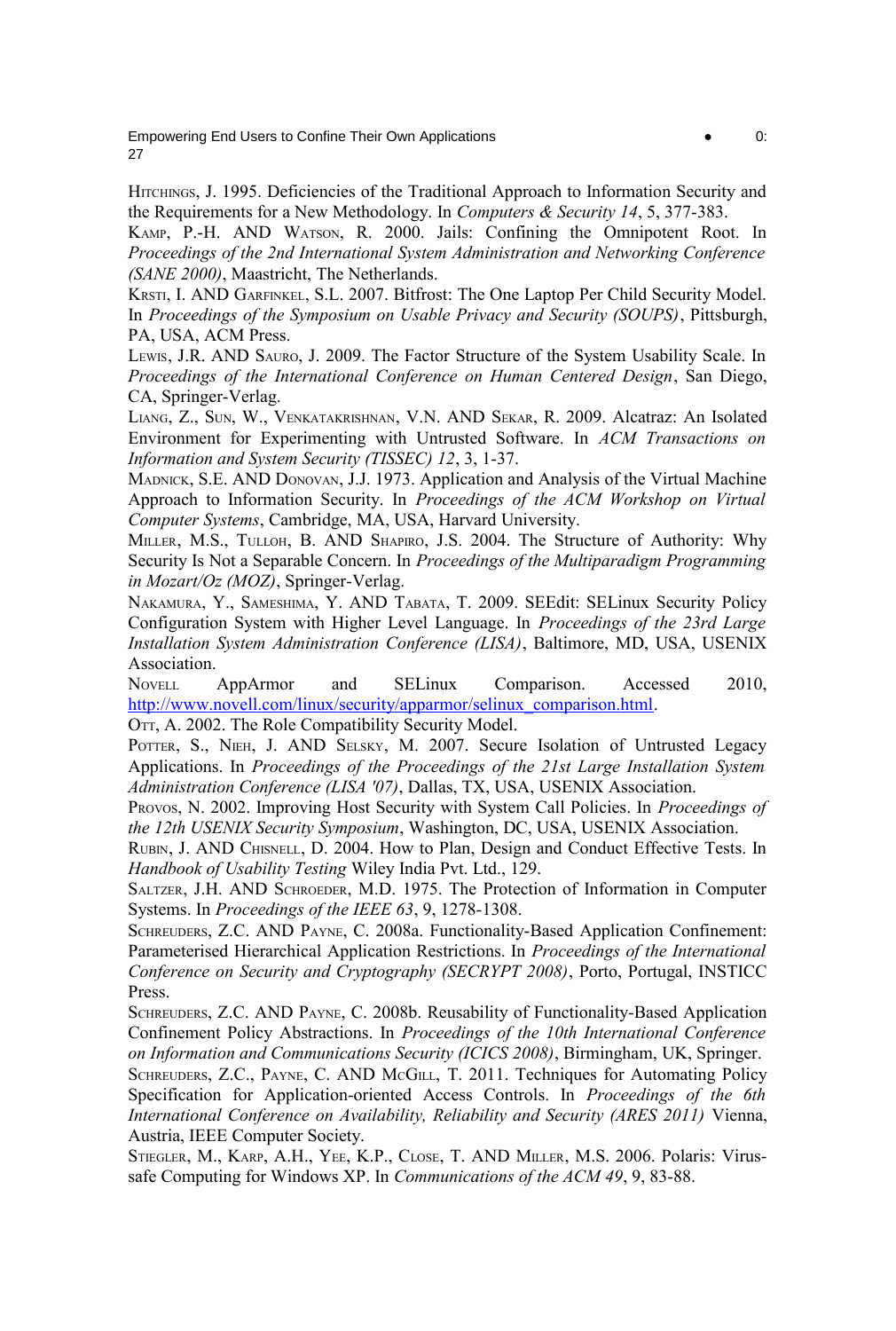HITCHINGS, J. 1995. Deficiencies of the Traditional Approach to Information Security and the Requirements for a New Methodology. In *Computers & Security 14*, 5, 377-383.

KAMP, P.-H. AND WATSON, R. 2000. Jails: Confining the Omnipotent Root. In *Proceedings of the 2nd International System Administration and Networking Conference (SANE 2000)*, Maastricht, The Netherlands.

KRSTI, I. AND GARFINKEL, S.L. 2007. Bitfrost: The One Laptop Per Child Security Model. In *Proceedings of the Symposium on Usable Privacy and Security (SOUPS)*, Pittsburgh, PA, USA, ACM Press.

LEWIS, J.R. AND SAURO, J. 2009. The Factor Structure of the System Usability Scale. In *Proceedings of the International Conference on Human Centered Design*, San Diego, CA, Springer-Verlag.

LIANG, Z., SUN, W., VENKATAKRISHNAN, V.N. AND SEKAR, R. 2009. Alcatraz: An Isolated Environment for Experimenting with Untrusted Software. In *ACM Transactions on Information and System Security (TISSEC) 12*, 3, 1-37.

MADNICK, S.E. AND DONOVAN, J.J. 1973. Application and Analysis of the Virtual Machine Approach to Information Security. In *Proceedings of the ACM Workshop on Virtual Computer Systems*, Cambridge, MA, USA, Harvard University.

MILLER, M.S., TULLOH, B. AND SHAPIRO, J.S. 2004. The Structure of Authority: Why Security Is Not a Separable Concern. In *Proceedings of the Multiparadigm Programming in Mozart/Oz (MOZ)*, Springer-Verlag.

NAKAMURA, Y., SAMESHIMA, Y. AND TABATA, T. 2009. SEEdit: SELinux Security Policy Configuration System with Higher Level Language. In *Proceedings of the 23rd Large Installation System Administration Conference (LISA)*, Baltimore, MD, USA, USENIX Association.

NOVELL AppArmor and SELinux Comparison. Accessed 2010, http://www.novell.com/linux/security/apparmor/selinux_comparison.html.

OTT, A. 2002. The Role Compatibility Security Model.

POTTER, S., NIEH, J. AND SELSKY, M. 2007. Secure Isolation of Untrusted Legacy Applications. In *Proceedings of the Proceedings of the 21st Large Installation System Administration Conference (LISA '07)*, Dallas, TX, USA, USENIX Association.

PROVOS, N. 2002. Improving Host Security with System Call Policies. In *Proceedings of the 12th USENIX Security Symposium*, Washington, DC, USA, USENIX Association.

RUBIN, J. AND CHISNELL, D. 2004. How to Plan, Design and Conduct Effective Tests. In *Handbook of Usability Testing* Wiley India Pvt. Ltd., 129.

SALTZER, J.H. AND SCHROEDER, M.D. 1975. The Protection of Information in Computer Systems. In *Proceedings of the IEEE 63*, 9, 1278-1308.

SCHREUDERS, Z.C. AND PAYNE, C. 2008a. Functionality-Based Application Confinement: Parameterised Hierarchical Application Restrictions. In *Proceedings of the International Conference on Security and Cryptography (SECRYPT 2008)*, Porto, Portugal, INSTICC Press.

SCHREUDERS, Z.C. AND PAYNE, C. 2008b. Reusability of Functionality-Based Application Confinement Policy Abstractions. In *Proceedings of the 10th International Conference on Information and Communications Security (ICICS 2008)*, Birmingham, UK, Springer.

SCHREUDERS, Z.C., PAYNE, C. AND MCGILL, T. 2011. Techniques for Automating Policy Specification for Application-oriented Access Controls. In *Proceedings of the 6th International Conference on Availability, Reliability and Security (ARES 2011)* Vienna, Austria, IEEE Computer Society.

STIEGLER, M., KARP, A.H., YEE, K.P., CLOSE, T. AND MILLER, M.S. 2006. Polaris: Virus-safe Computing for Windows XP. In *Communications of the ACM 49*, 9, 83-88.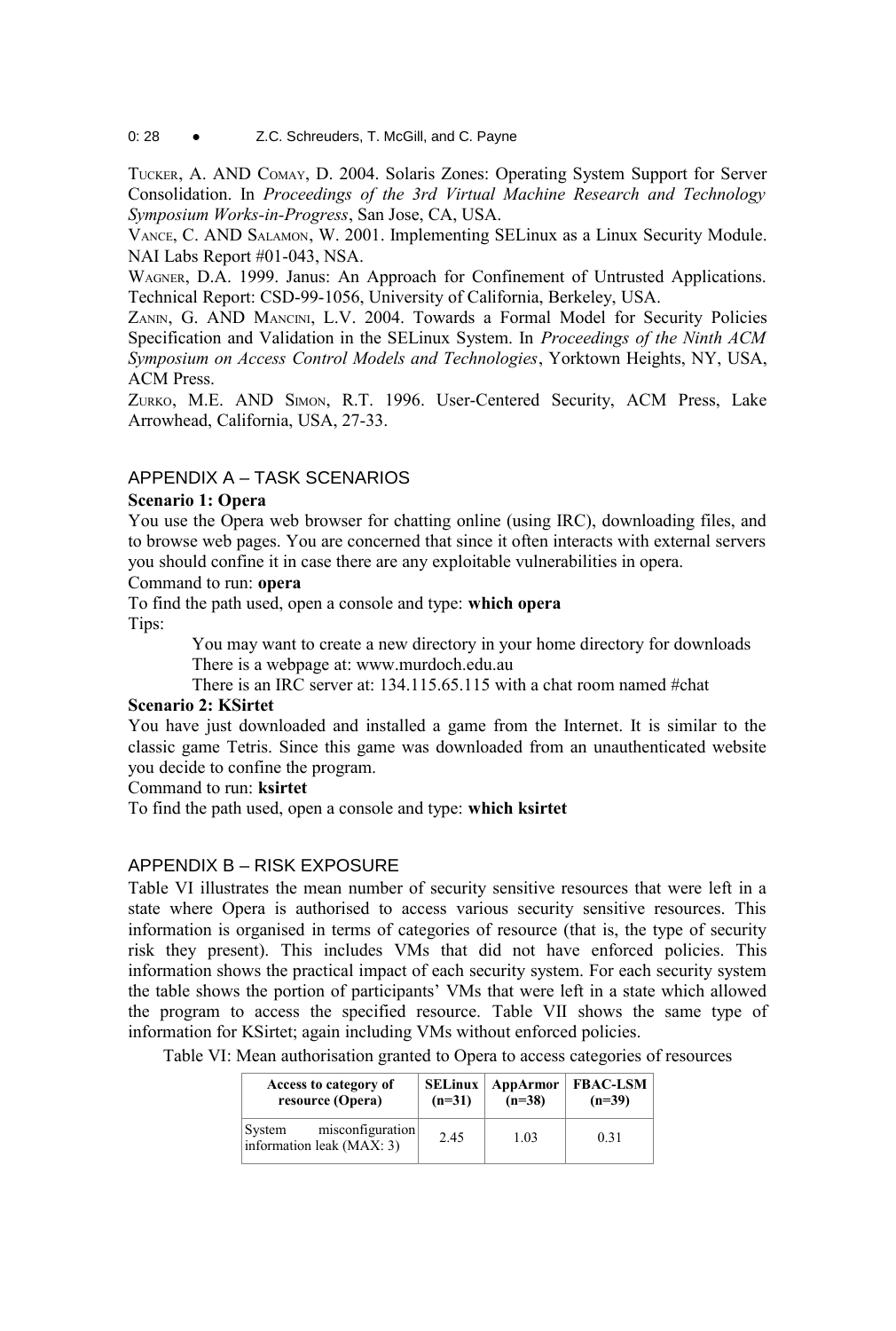TUCKER, A. AND COMAY, D. 2004. Solaris Zones: Operating System Support for Server Consolidation. In *Proceedings of the 3rd Virtual Machine Research and Technology Symposium Works-in-Progress*, San Jose, CA, USA.

VANCE, C. AND SALAMON, W. 2001. Implementing SELinux as a Linux Security Module. NAI Labs Report #01-043, NSA.

WAGNER, D.A. 1999. Janus: An Approach for Confinement of Untrusted Applications. Technical Report: CSD-99-1056, University of California, Berkeley, USA.

ZANIN, G. AND MANCINI, L.V. 2004. Towards a Formal Model for Security Policies Specification and Validation in the SELinux System. In *Proceedings of the Ninth ACM Symposium on Access Control Models and Technologies*, Yorktown Heights, NY, USA, ACM Press.

ZURKO, M.E. AND SIMON, R.T. 1996. User-Centered Security, ACM Press, Lake Arrowhead, California, USA, 27-33.

## APPENDIX A – TASK SCENARIOS

**Scenario 1: Opera**

You use the Opera web browser for chatting online (using IRC), downloading files, and to browse web pages. You are concerned that since it often interacts with external servers you should confine it in case there are any exploitable vulnerabilities in opera.

Command to run: **opera**

To find the path used, open a console and type: **which opera**

Tips:

- You may want to create a new directory in your home directory for downloads
- There is a webpage at: www.murdoch.edu.au
- There is an IRC server at: 134.115.65.115 with a chat room named #chat

**Scenario 2: KSirtet**

You have just downloaded and installed a game from the Internet. It is similar to the classic game Tetris. Since this game was downloaded from an unauthenticated website you decide to confine the program.

Command to run: **ksirtet**

To find the path used, open a console and type: **which ksirtet**

## APPENDIX B – RISK EXPOSURE

Table VI illustrates the mean number of security sensitive resources that were left in a state where Opera is authorised to access various security sensitive resources. This information is organised in terms of categories of resource (that is, the type of security risk they present). This includes VMs that did not have enforced policies. This information shows the practical impact of each security system. For each security system the table shows the portion of participants' VMs that were left in a state which allowed the program to access the specified resource. Table VII shows the same type of information for KSirtet; again including VMs without enforced policies.

Table VI: Mean authorisation granted to Opera to access categories of resources

| Access to category of resource (Opera) | SELinux (n=31) | AppArmor (n=38) | FBAC-LSM (n=39) |
|---|---|---|---|
| System misconfiguration information leak (MAX: 3) | 2.45 | 1.03 | 0.31 |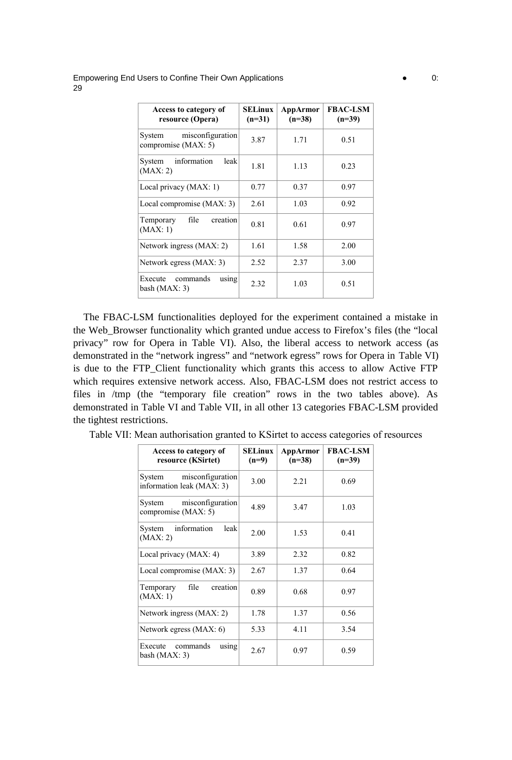| Access to category of resource (Opera) | SELinux (n=31) | AppArmor (n=38) | FBAC-LSM (n=39) |
|---|---|---|---|
| System misconfiguration compromise (MAX: 5) | 3.87 | 1.71 | 0.51 |
| System information leak (MAX: 2) | 1.81 | 1.13 | 0.23 |
| Local privacy (MAX: 1) | 0.77 | 0.37 | 0.97 |
| Local compromise (MAX: 3) | 2.61 | 1.03 | 0.92 |
| Temporary file creation (MAX: 1) | 0.81 | 0.61 | 0.97 |
| Network ingress (MAX: 2) | 1.61 | 1.58 | 2.00 |
| Network egress (MAX: 3) | 2.52 | 2.37 | 3.00 |
| Execute commands using bash (MAX: 3) | 2.32 | 1.03 | 0.51 |

The FBAC-LSM functionalities deployed for the experiment contained a mistake in the Web_Browser functionality which granted undue access to Firefox's files (the "local privacy" row for Opera in Table VI). Also, the liberal access to network access (as demonstrated in the "network ingress" and "network egress" rows for Opera in Table VI) is due to the FTP_Client functionality which grants this access to allow Active FTP which requires extensive network access. Also, FBAC-LSM does not restrict access to files in /tmp (the "temporary file creation" rows in the two tables above). As demonstrated in Table VI and Table VII, in all other 13 categories FBAC-LSM provided the tightest restrictions.

Table VII: Mean authorisation granted to KSirtet to access categories of resources

| Access to category of resource (KSirtet) | SELinux (n=9) | AppArmor (n=38) | FBAC-LSM (n=39) |
|---|---|---|---|
| System misconfiguration information leak (MAX: 3) | 3.00 | 2.21 | 0.69 |
| System misconfiguration compromise (MAX: 5) | 4.89 | 3.47 | 1.03 |
| System information leak (MAX: 2) | 2.00 | 1.53 | 0.41 |
| Local privacy (MAX: 4) | 3.89 | 2.32 | 0.82 |
| Local compromise (MAX: 3) | 2.67 | 1.37 | 0.64 |
| Temporary file creation (MAX: 1) | 0.89 | 0.68 | 0.97 |
| Network ingress (MAX: 2) | 1.78 | 1.37 | 0.56 |
| Network egress (MAX: 6) | 5.33 | 4.11 | 3.54 |
| Execute commands using bash (MAX: 3) | 2.67 | 0.97 | 0.59 |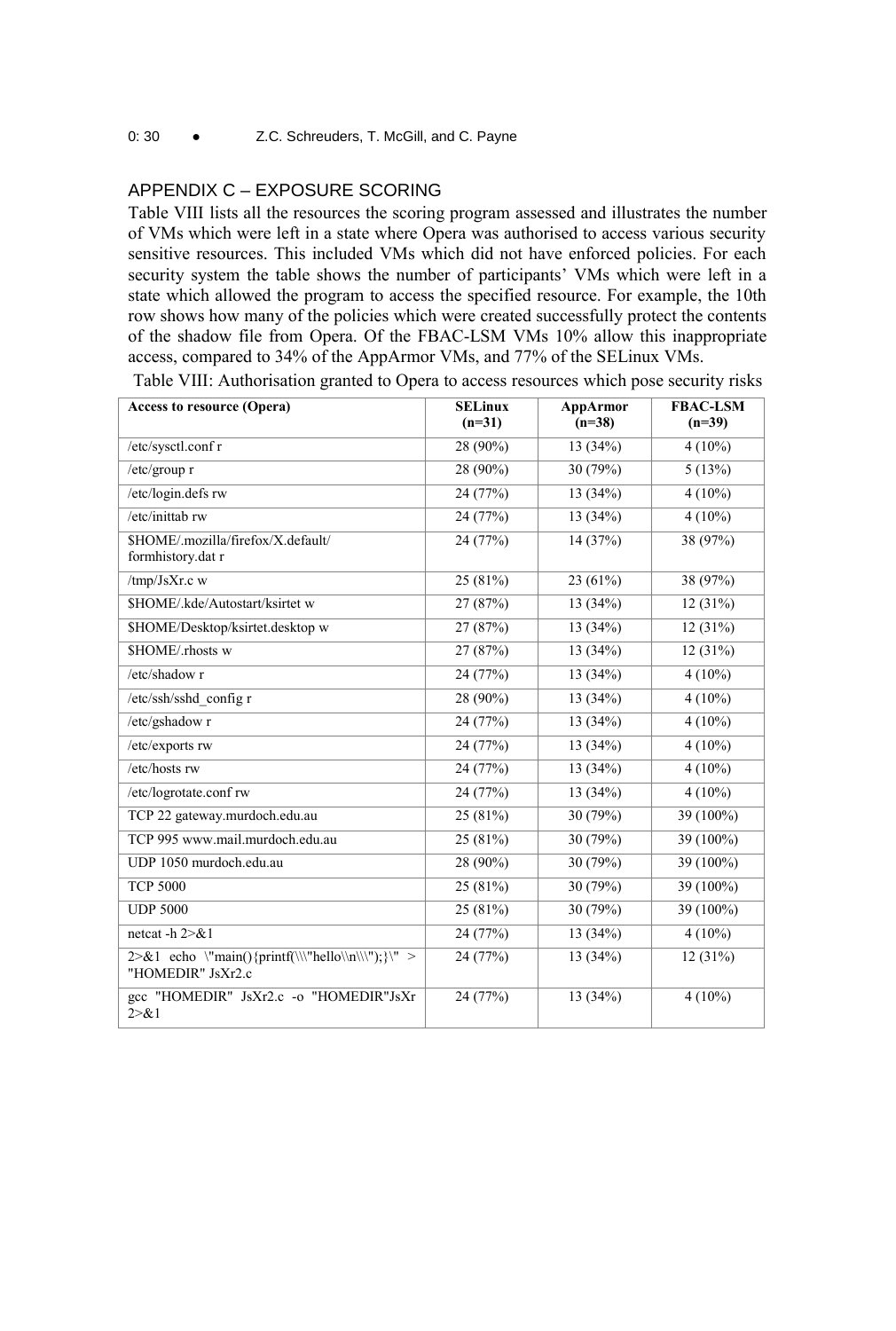## APPENDIX C – EXPOSURE SCORING

Table VIII lists all the resources the scoring program assessed and illustrates the number of VMs which were left in a state where Opera was authorised to access various security sensitive resources. This included VMs which did not have enforced policies. For each security system the table shows the number of participants' VMs which were left in a state which allowed the program to access the specified resource. For example, the 10th row shows how many of the policies which were created successfully protect the contents of the shadow file from Opera. Of the FBAC-LSM VMs 10% allow this inappropriate access, compared to 34% of the AppArmor VMs, and 77% of the SELinux VMs.

Table VIII: Authorisation granted to Opera to access resources which pose security risks

| **Access to resource (Opera)** | **SELinux (n=31)** | **AppArmor (n=38)** | **FBAC-LSM (n=39)** |
|---|---|---|---|
| /etc/sysctl.conf r | 28 (90%) | 13 (34%) | 4 (10%) |
| /etc/group r | 28 (90%) | 30 (79%) | 5 (13%) |
| /etc/login.defs rw | 24 (77%) | 13 (34%) | 4 (10%) |
| /etc/inittab rw | 24 (77%) | 13 (34%) | 4 (10%) |
| $HOME/.mozilla/firefox/X.default/formhistory.dat r | 24 (77%) | 14 (37%) | 38 (97%) |
| /tmp/JsXr.c w | 25 (81%) | 23 (61%) | 38 (97%) |
| $HOME/.kde/Autostart/ksirtet w | 27 (87%) | 13 (34%) | 12 (31%) |
| $HOME/Desktop/ksirtet.desktop w | 27 (87%) | 13 (34%) | 12 (31%) |
| $HOME/.rhosts w | 27 (87%) | 13 (34%) | 12 (31%) |
| /etc/shadow r | 24 (77%) | 13 (34%) | 4 (10%) |
| /etc/ssh/sshd_config r | 28 (90%) | 13 (34%) | 4 (10%) |
| /etc/gshadow r | 24 (77%) | 13 (34%) | 4 (10%) |
| /etc/exports rw | 24 (77%) | 13 (34%) | 4 (10%) |
| /etc/hosts rw | 24 (77%) | 13 (34%) | 4 (10%) |
| /etc/logrotate.conf rw | 24 (77%) | 13 (34%) | 4 (10%) |
| TCP 22 gateway.murdoch.edu.au | 25 (81%) | 30 (79%) | 39 (100%) |
| TCP 995 www.mail.murdoch.edu.au | 25 (81%) | 30 (79%) | 39 (100%) |
| UDP 1050 murdoch.edu.au | 28 (90%) | 30 (79%) | 39 (100%) |
| TCP 5000 | 25 (81%) | 30 (79%) | 39 (100%) |
| UDP 5000 | 25 (81%) | 30 (79%) | 39 (100%) |
| netcat -h 2>&1 | 24 (77%) | 13 (34%) | 4 (10%) |
| 2>&1 echo \"main(){printf(\\\"hello\\n\\\");}\" > "HOMEDIR" JsXr2.c | 24 (77%) | 13 (34%) | 12 (31%) |
| gcc "HOMEDIR" JsXr2.c -o "HOMEDIR"JsXr 2>&1 | 24 (77%) | 13 (34%) | 4 (10%) |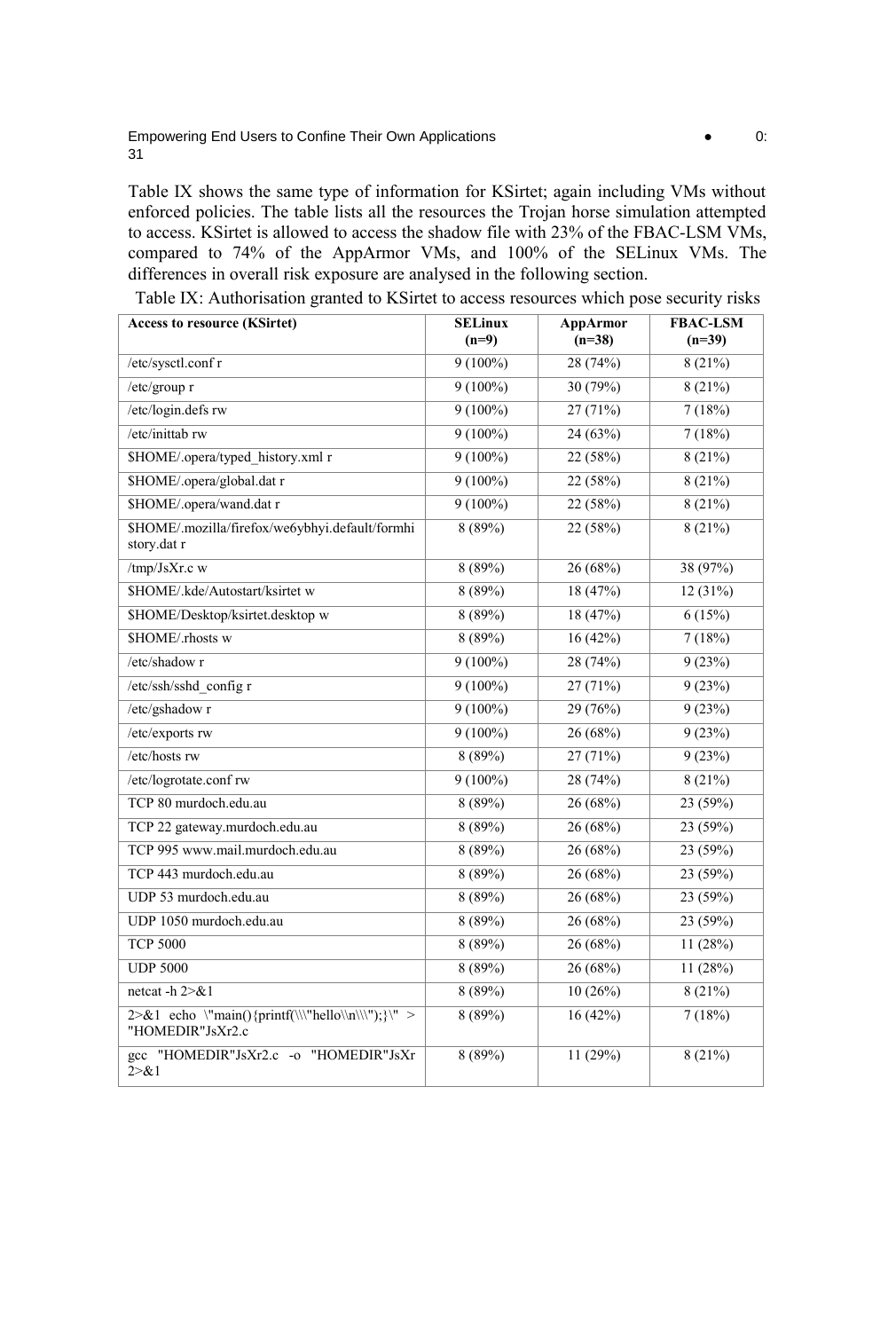Table IX shows the same type of information for KSirtet; again including VMs without enforced policies. The table lists all the resources the Trojan horse simulation attempted to access. KSirtet is allowed to access the shadow file with 23% of the FBAC-LSM VMs, compared to 74% of the AppArmor VMs, and 100% of the SELinux VMs. The differences in overall risk exposure are analysed in the following section.

Table IX: Authorisation granted to KSirtet to access resources which pose security risks

| Access to resource (KSirtet) | SELinux (n=9) | AppArmor (n=38) | FBAC-LSM (n=39) |
|---|---|---|---|
| /etc/sysctl.conf r | 9 (100%) | 28 (74%) | 8 (21%) |
| /etc/group r | 9 (100%) | 30 (79%) | 8 (21%) |
| /etc/login.defs rw | 9 (100%) | 27 (71%) | 7 (18%) |
| /etc/inittab rw | 9 (100%) | 24 (63%) | 7 (18%) |
| $HOME/.opera/typed_history.xml r | 9 (100%) | 22 (58%) | 8 (21%) |
| $HOME/.opera/global.dat r | 9 (100%) | 22 (58%) | 8 (21%) |
| $HOME/.opera/wand.dat r | 9 (100%) | 22 (58%) | 8 (21%) |
| $HOME/.mozilla/firefox/we6ybhyi.default/formhistory.dat r | 8 (89%) | 22 (58%) | 8 (21%) |
| /tmp/JsXr.c w | 8 (89%) | 26 (68%) | 38 (97%) |
| $HOME/.kde/Autostart/ksirtet w | 8 (89%) | 18 (47%) | 12 (31%) |
| $HOME/Desktop/ksirtet.desktop w | 8 (89%) | 18 (47%) | 6 (15%) |
| $HOME/.rhosts w | 8 (89%) | 16 (42%) | 7 (18%) |
| /etc/shadow r | 9 (100%) | 28 (74%) | 9 (23%) |
| /etc/ssh/sshd_config r | 9 (100%) | 27 (71%) | 9 (23%) |
| /etc/gshadow r | 9 (100%) | 29 (76%) | 9 (23%) |
| /etc/exports rw | 9 (100%) | 26 (68%) | 9 (23%) |
| /etc/hosts rw | 8 (89%) | 27 (71%) | 9 (23%) |
| /etc/logrotate.conf rw | 9 (100%) | 28 (74%) | 8 (21%) |
| TCP 80 murdoch.edu.au | 8 (89%) | 26 (68%) | 23 (59%) |
| TCP 22 gateway.murdoch.edu.au | 8 (89%) | 26 (68%) | 23 (59%) |
| TCP 995 www.mail.murdoch.edu.au | 8 (89%) | 26 (68%) | 23 (59%) |
| TCP 443 murdoch.edu.au | 8 (89%) | 26 (68%) | 23 (59%) |
| UDP 53 murdoch.edu.au | 8 (89%) | 26 (68%) | 23 (59%) |
| UDP 1050 murdoch.edu.au | 8 (89%) | 26 (68%) | 23 (59%) |
| TCP 5000 | 8 (89%) | 26 (68%) | 11 (28%) |
| UDP 5000 | 8 (89%) | 26 (68%) | 11 (28%) |
| netcat -h 2>&1 | 8 (89%) | 10 (26%) | 8 (21%) |
| 2>&1 echo \"main(){printf(\\\"hello\\n\\\");}\" > "HOMEDIR"JsXr2.c | 8 (89%) | 16 (42%) | 7 (18%) |
| gcc "HOMEDIR"JsXr2.c -o "HOMEDIR"JsXr 2>&1 | 8 (89%) | 11 (29%) | 8 (21%) |